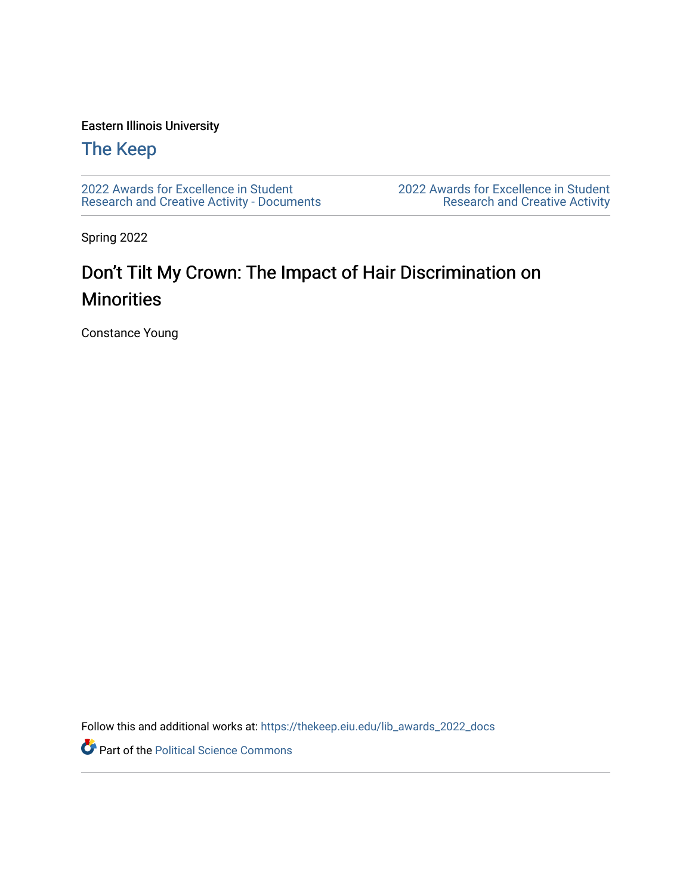Eastern Illinois University

# The Keep

2022 Awards for Excellence in Student Research and Creative Activity - Documents

2022 Awards for Excellence in Student Research and Creative Activity

Spring 2022

## Don't Tilt My Crown: The Impact of Hair Discrimination on Minorities

Constance Young

Follow this and additional works at: https://thekeep.eiu.edu/lib_awards_2022_docs

Part of the Political Science Commons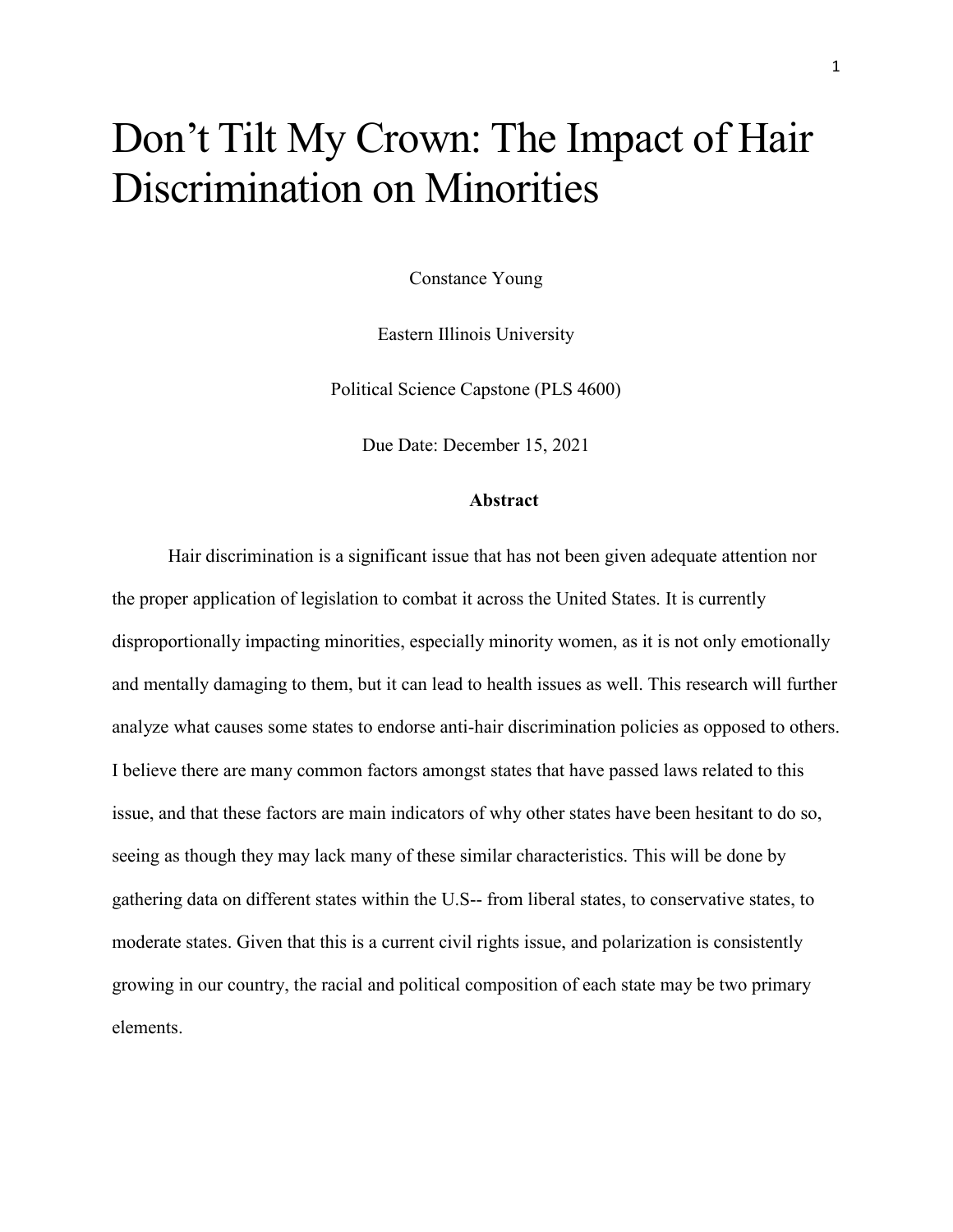# Don't Tilt My Crown: The Impact of Hair Discrimination on Minorities

Constance Young

Eastern Illinois University

Political Science Capstone (PLS 4600)

Due Date: December 15, 2021

**Abstract**

Hair discrimination is a significant issue that has not been given adequate attention nor the proper application of legislation to combat it across the United States. It is currently disproportionally impacting minorities, especially minority women, as it is not only emotionally and mentally damaging to them, but it can lead to health issues as well. This research will further analyze what causes some states to endorse anti-hair discrimination policies as opposed to others. I believe there are many common factors amongst states that have passed laws related to this issue, and that these factors are main indicators of why other states have been hesitant to do so, seeing as though they may lack many of these similar characteristics. This will be done by gathering data on different states within the U.S-- from liberal states, to conservative states, to moderate states. Given that this is a current civil rights issue, and polarization is consistently growing in our country, the racial and political composition of each state may be two primary elements.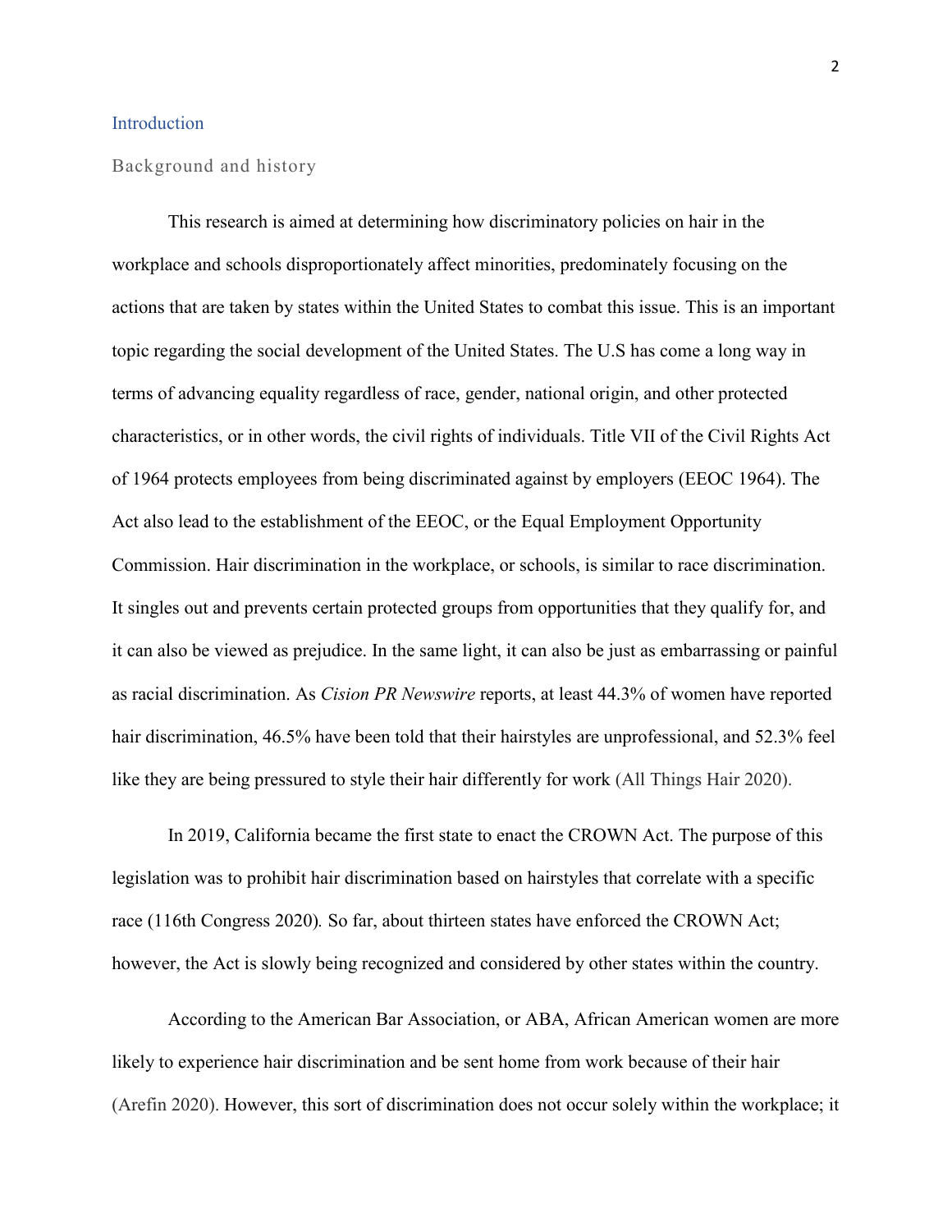## Introduction

### Background and history

This research is aimed at determining how discriminatory policies on hair in the workplace and schools disproportionately affect minorities, predominately focusing on the actions that are taken by states within the United States to combat this issue. This is an important topic regarding the social development of the United States. The U.S has come a long way in terms of advancing equality regardless of race, gender, national origin, and other protected characteristics, or in other words, the civil rights of individuals. Title VII of the Civil Rights Act of 1964 protects employees from being discriminated against by employers (EEOC 1964). The Act also lead to the establishment of the EEOC, or the Equal Employment Opportunity Commission. Hair discrimination in the workplace, or schools, is similar to race discrimination. It singles out and prevents certain protected groups from opportunities that they qualify for, and it can also be viewed as prejudice. In the same light, it can also be just as embarrassing or painful as racial discrimination. As *Cision PR Newswire* reports, at least 44.3% of women have reported hair discrimination, 46.5% have been told that their hairstyles are unprofessional, and 52.3% feel like they are being pressured to style their hair differently for work (All Things Hair 2020).

In 2019, California became the first state to enact the CROWN Act. The purpose of this legislation was to prohibit hair discrimination based on hairstyles that correlate with a specific race (116th Congress 2020). So far, about thirteen states have enforced the CROWN Act; however, the Act is slowly being recognized and considered by other states within the country.

According to the American Bar Association, or ABA, African American women are more likely to experience hair discrimination and be sent home from work because of their hair (Arefin 2020). However, this sort of discrimination does not occur solely within the workplace; it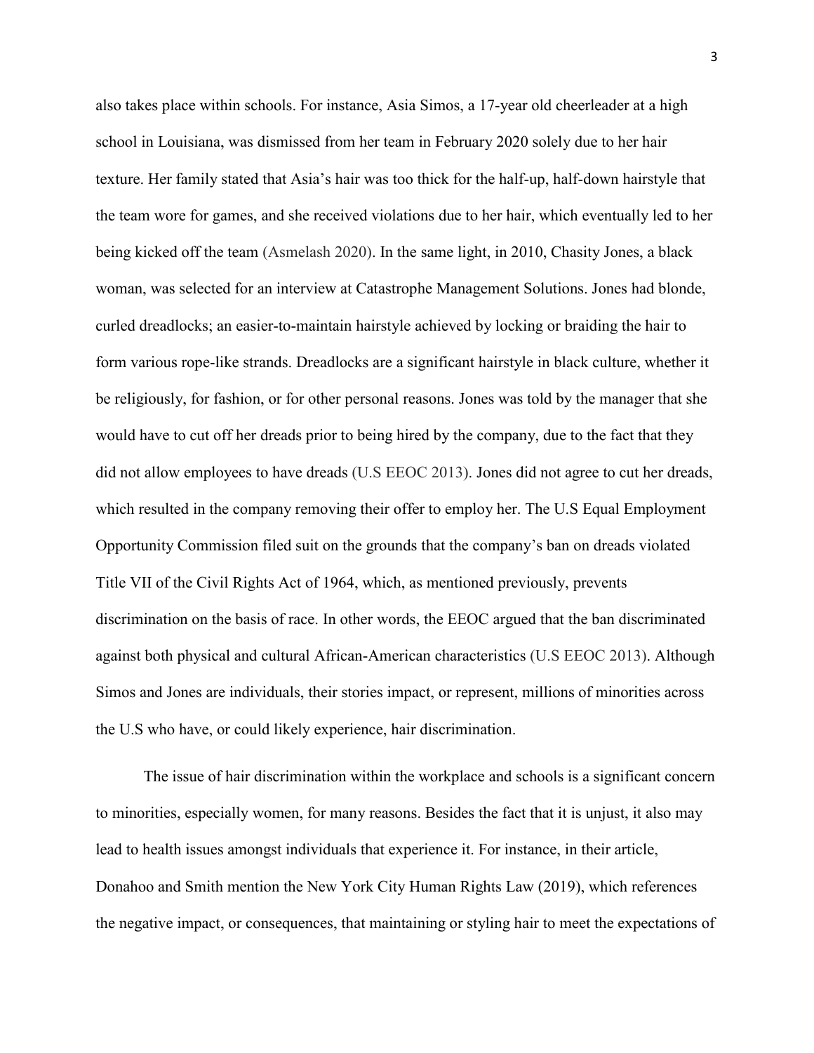also takes place within schools. For instance, Asia Simos, a 17-year old cheerleader at a high school in Louisiana, was dismissed from her team in February 2020 solely due to her hair texture. Her family stated that Asia's hair was too thick for the half-up, half-down hairstyle that the team wore for games, and she received violations due to her hair, which eventually led to her being kicked off the team (Asmelash 2020). In the same light, in 2010, Chasity Jones, a black woman, was selected for an interview at Catastrophe Management Solutions. Jones had blonde, curled dreadlocks; an easier-to-maintain hairstyle achieved by locking or braiding the hair to form various rope-like strands. Dreadlocks are a significant hairstyle in black culture, whether it be religiously, for fashion, or for other personal reasons. Jones was told by the manager that she would have to cut off her dreads prior to being hired by the company, due to the fact that they did not allow employees to have dreads (U.S EEOC 2013). Jones did not agree to cut her dreads, which resulted in the company removing their offer to employ her. The U.S Equal Employment Opportunity Commission filed suit on the grounds that the company's ban on dreads violated Title VII of the Civil Rights Act of 1964, which, as mentioned previously, prevents discrimination on the basis of race. In other words, the EEOC argued that the ban discriminated against both physical and cultural African-American characteristics (U.S EEOC 2013). Although Simos and Jones are individuals, their stories impact, or represent, millions of minorities across the U.S who have, or could likely experience, hair discrimination.

The issue of hair discrimination within the workplace and schools is a significant concern to minorities, especially women, for many reasons. Besides the fact that it is unjust, it also may lead to health issues amongst individuals that experience it. For instance, in their article, Donahoo and Smith mention the New York City Human Rights Law (2019), which references the negative impact, or consequences, that maintaining or styling hair to meet the expectations of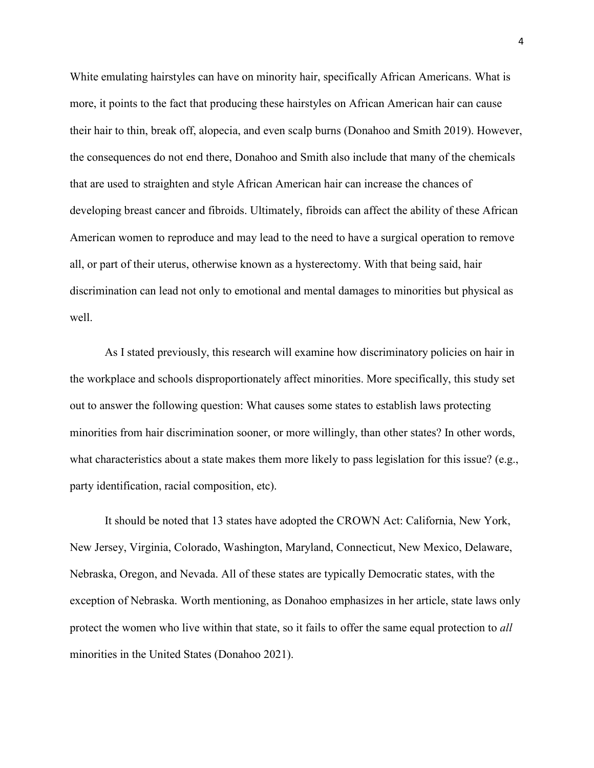White emulating hairstyles can have on minority hair, specifically African Americans. What is more, it points to the fact that producing these hairstyles on African American hair can cause their hair to thin, break off, alopecia, and even scalp burns (Donahoo and Smith 2019). However, the consequences do not end there, Donahoo and Smith also include that many of the chemicals that are used to straighten and style African American hair can increase the chances of developing breast cancer and fibroids. Ultimately, fibroids can affect the ability of these African American women to reproduce and may lead to the need to have a surgical operation to remove all, or part of their uterus, otherwise known as a hysterectomy. With that being said, hair discrimination can lead not only to emotional and mental damages to minorities but physical as well.

As I stated previously, this research will examine how discriminatory policies on hair in the workplace and schools disproportionately affect minorities. More specifically, this study set out to answer the following question: What causes some states to establish laws protecting minorities from hair discrimination sooner, or more willingly, than other states? In other words, what characteristics about a state makes them more likely to pass legislation for this issue? (e.g., party identification, racial composition, etc).

It should be noted that 13 states have adopted the CROWN Act: California, New York, New Jersey, Virginia, Colorado, Washington, Maryland, Connecticut, New Mexico, Delaware, Nebraska, Oregon, and Nevada. All of these states are typically Democratic states, with the exception of Nebraska. Worth mentioning, as Donahoo emphasizes in her article, state laws only protect the women who live within that state, so it fails to offer the same equal protection to *all* minorities in the United States (Donahoo 2021).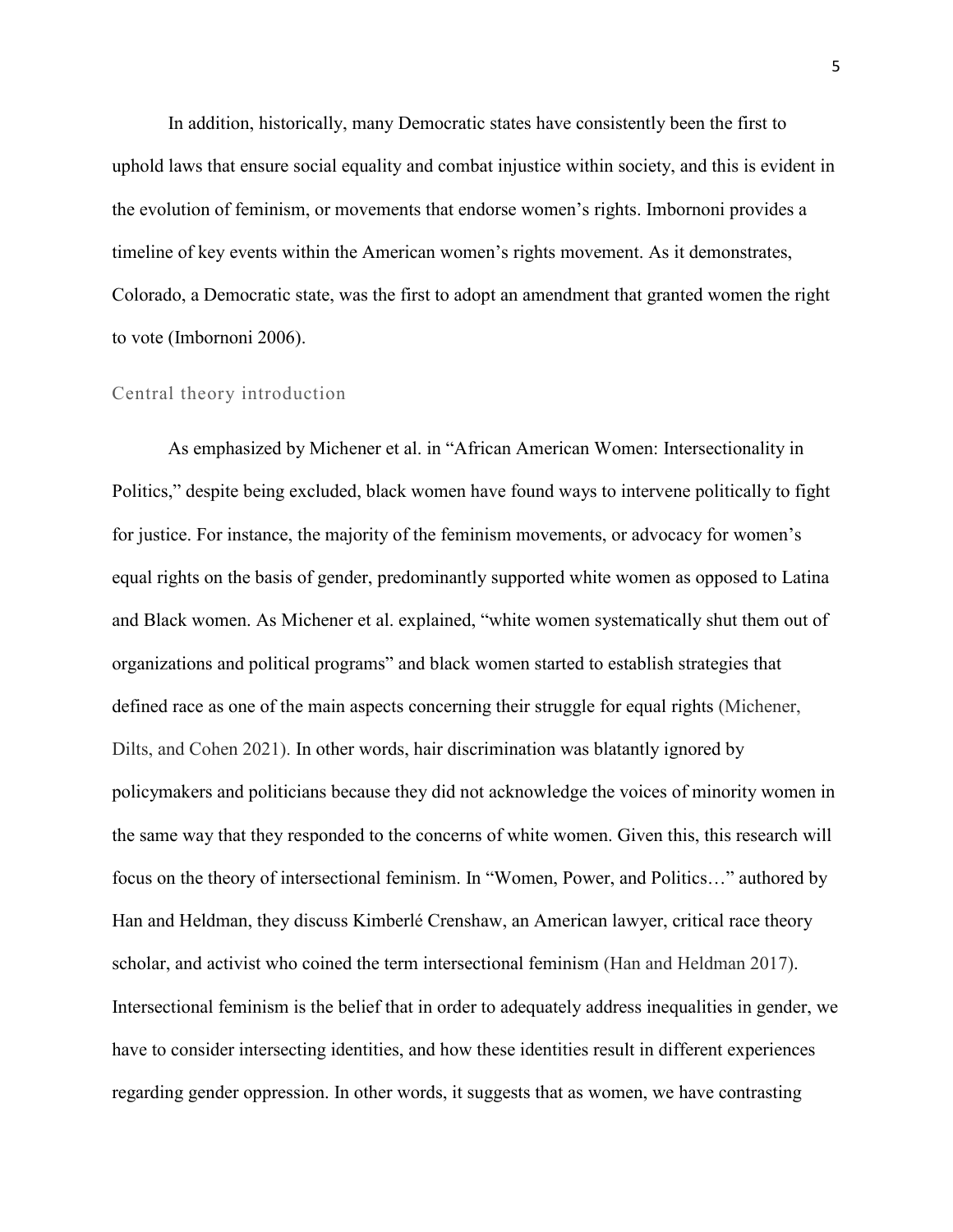In addition, historically, many Democratic states have consistently been the first to uphold laws that ensure social equality and combat injustice within society, and this is evident in the evolution of feminism, or movements that endorse women's rights. Imbornoni provides a timeline of key events within the American women's rights movement. As it demonstrates, Colorado, a Democratic state, was the first to adopt an amendment that granted women the right to vote (Imbornoni 2006).

## Central theory introduction

As emphasized by Michener et al. in "African American Women: Intersectionality in Politics," despite being excluded, black women have found ways to intervene politically to fight for justice. For instance, the majority of the feminism movements, or advocacy for women's equal rights on the basis of gender, predominantly supported white women as opposed to Latina and Black women. As Michener et al. explained, "white women systematically shut them out of organizations and political programs" and black women started to establish strategies that defined race as one of the main aspects concerning their struggle for equal rights (Michener, Dilts, and Cohen 2021). In other words, hair discrimination was blatantly ignored by policymakers and politicians because they did not acknowledge the voices of minority women in the same way that they responded to the concerns of white women. Given this, this research will focus on the theory of intersectional feminism. In "Women, Power, and Politics…" authored by Han and Heldman, they discuss Kimberlé Crenshaw, an American lawyer, critical race theory scholar, and activist who coined the term intersectional feminism (Han and Heldman 2017). Intersectional feminism is the belief that in order to adequately address inequalities in gender, we have to consider intersecting identities, and how these identities result in different experiences regarding gender oppression. In other words, it suggests that as women, we have contrasting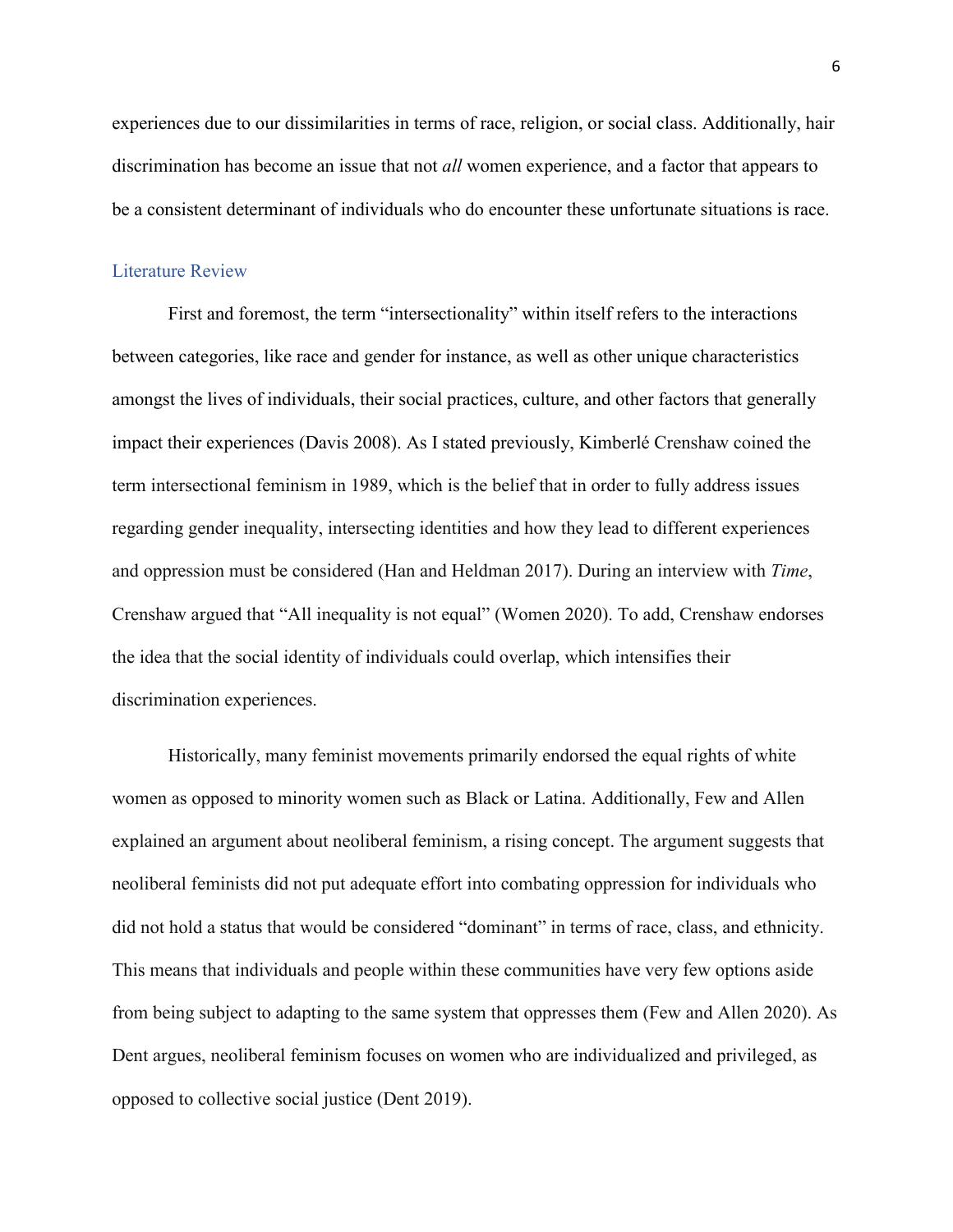experiences due to our dissimilarities in terms of race, religion, or social class. Additionally, hair discrimination has become an issue that not *all* women experience, and a factor that appears to be a consistent determinant of individuals who do encounter these unfortunate situations is race.

## Literature Review

First and foremost, the term "intersectionality" within itself refers to the interactions between categories, like race and gender for instance, as well as other unique characteristics amongst the lives of individuals, their social practices, culture, and other factors that generally impact their experiences (Davis 2008). As I stated previously, Kimberlé Crenshaw coined the term intersectional feminism in 1989, which is the belief that in order to fully address issues regarding gender inequality, intersecting identities and how they lead to different experiences and oppression must be considered (Han and Heldman 2017). During an interview with *Time*, Crenshaw argued that "All inequality is not equal" (Women 2020). To add, Crenshaw endorses the idea that the social identity of individuals could overlap, which intensifies their discrimination experiences.

Historically, many feminist movements primarily endorsed the equal rights of white women as opposed to minority women such as Black or Latina. Additionally, Few and Allen explained an argument about neoliberal feminism, a rising concept. The argument suggests that neoliberal feminists did not put adequate effort into combating oppression for individuals who did not hold a status that would be considered "dominant" in terms of race, class, and ethnicity. This means that individuals and people within these communities have very few options aside from being subject to adapting to the same system that oppresses them (Few and Allen 2020). As Dent argues, neoliberal feminism focuses on women who are individualized and privileged, as opposed to collective social justice (Dent 2019).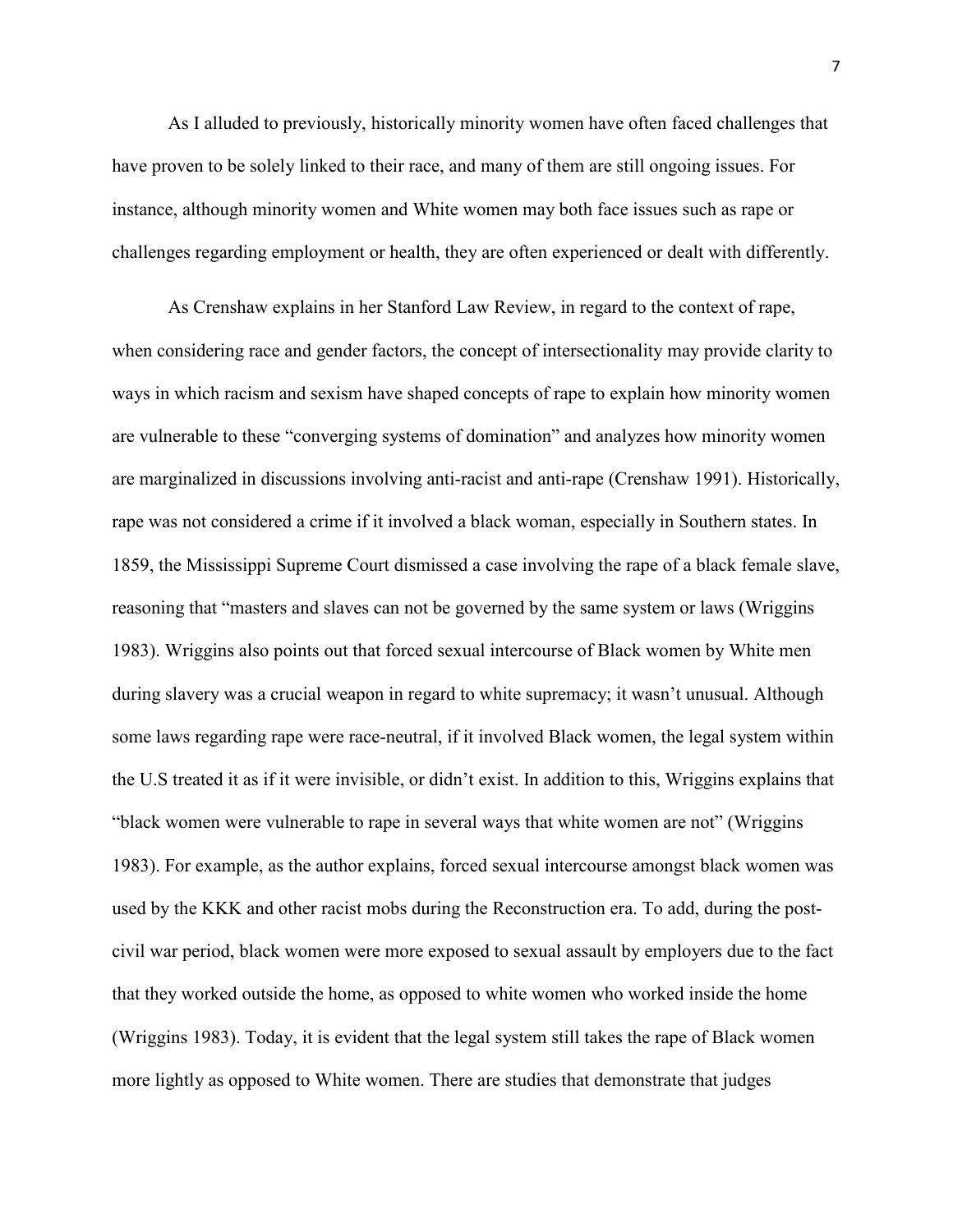As I alluded to previously, historically minority women have often faced challenges that have proven to be solely linked to their race, and many of them are still ongoing issues. For instance, although minority women and White women may both face issues such as rape or challenges regarding employment or health, they are often experienced or dealt with differently.

As Crenshaw explains in her Stanford Law Review, in regard to the context of rape, when considering race and gender factors, the concept of intersectionality may provide clarity to ways in which racism and sexism have shaped concepts of rape to explain how minority women are vulnerable to these "converging systems of domination" and analyzes how minority women are marginalized in discussions involving anti-racist and anti-rape (Crenshaw 1991). Historically, rape was not considered a crime if it involved a black woman, especially in Southern states. In 1859, the Mississippi Supreme Court dismissed a case involving the rape of a black female slave, reasoning that "masters and slaves can not be governed by the same system or laws (Wriggins 1983). Wriggins also points out that forced sexual intercourse of Black women by White men during slavery was a crucial weapon in regard to white supremacy; it wasn't unusual. Although some laws regarding rape were race-neutral, if it involved Black women, the legal system within the U.S treated it as if it were invisible, or didn't exist. In addition to this, Wriggins explains that "black women were vulnerable to rape in several ways that white women are not" (Wriggins 1983). For example, as the author explains, forced sexual intercourse amongst black women was used by the KKK and other racist mobs during the Reconstruction era. To add, during the post-civil war period, black women were more exposed to sexual assault by employers due to the fact that they worked outside the home, as opposed to white women who worked inside the home (Wriggins 1983). Today, it is evident that the legal system still takes the rape of Black women more lightly as opposed to White women. There are studies that demonstrate that judges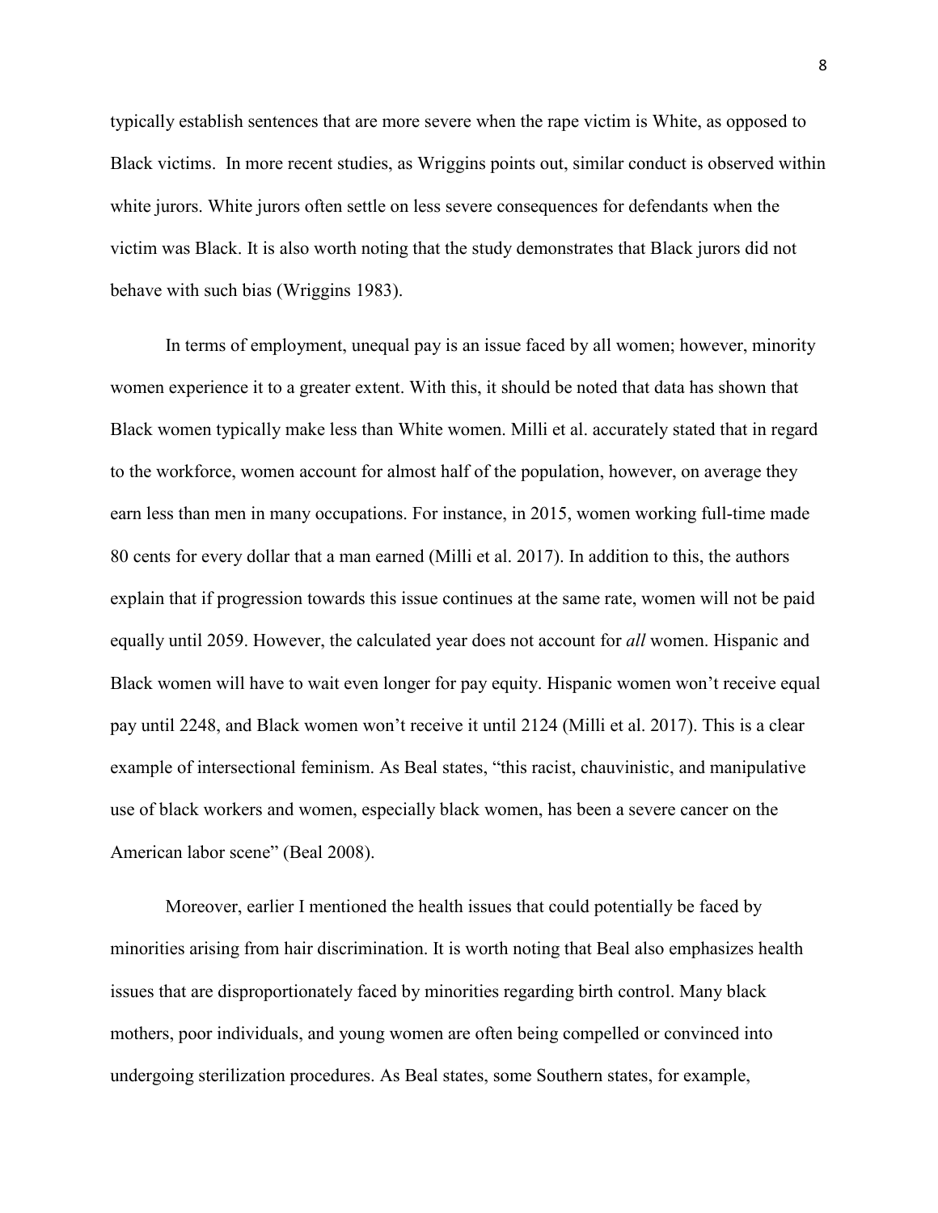typically establish sentences that are more severe when the rape victim is White, as opposed to Black victims. In more recent studies, as Wriggins points out, similar conduct is observed within white jurors. White jurors often settle on less severe consequences for defendants when the victim was Black. It is also worth noting that the study demonstrates that Black jurors did not behave with such bias (Wriggins 1983).

In terms of employment, unequal pay is an issue faced by all women; however, minority women experience it to a greater extent. With this, it should be noted that data has shown that Black women typically make less than White women. Milli et al. accurately stated that in regard to the workforce, women account for almost half of the population, however, on average they earn less than men in many occupations. For instance, in 2015, women working full-time made 80 cents for every dollar that a man earned (Milli et al. 2017). In addition to this, the authors explain that if progression towards this issue continues at the same rate, women will not be paid equally until 2059. However, the calculated year does not account for *all* women. Hispanic and Black women will have to wait even longer for pay equity. Hispanic women won't receive equal pay until 2248, and Black women won't receive it until 2124 (Milli et al. 2017). This is a clear example of intersectional feminism. As Beal states, "this racist, chauvinistic, and manipulative use of black workers and women, especially black women, has been a severe cancer on the American labor scene" (Beal 2008).

Moreover, earlier I mentioned the health issues that could potentially be faced by minorities arising from hair discrimination. It is worth noting that Beal also emphasizes health issues that are disproportionately faced by minorities regarding birth control. Many black mothers, poor individuals, and young women are often being compelled or convinced into undergoing sterilization procedures. As Beal states, some Southern states, for example,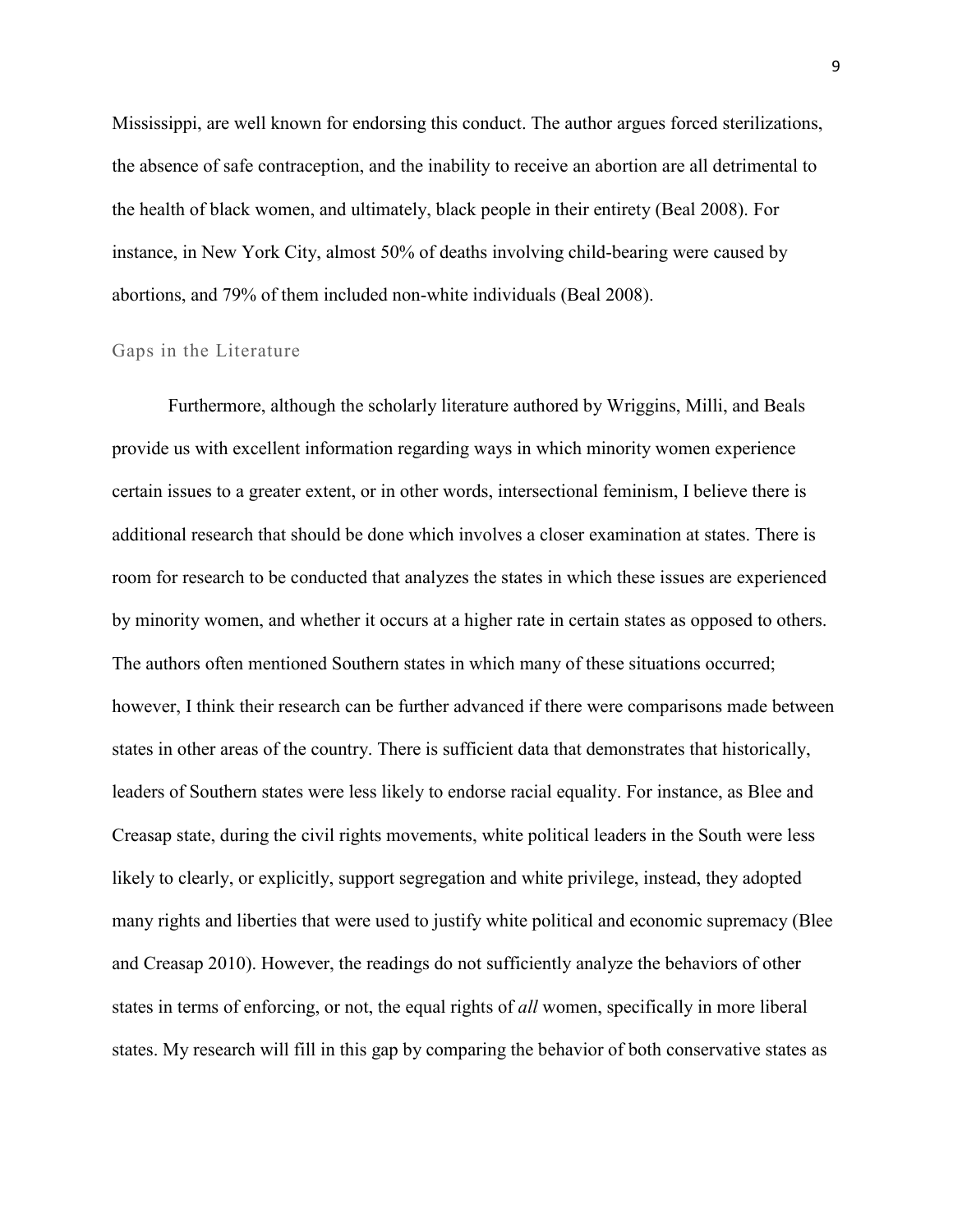Mississippi, are well known for endorsing this conduct. The author argues forced sterilizations, the absence of safe contraception, and the inability to receive an abortion are all detrimental to the health of black women, and ultimately, black people in their entirety (Beal 2008). For instance, in New York City, almost 50% of deaths involving child-bearing were caused by abortions, and 79% of them included non-white individuals (Beal 2008).

## Gaps in the Literature

Furthermore, although the scholarly literature authored by Wriggins, Milli, and Beals provide us with excellent information regarding ways in which minority women experience certain issues to a greater extent, or in other words, intersectional feminism, I believe there is additional research that should be done which involves a closer examination at states. There is room for research to be conducted that analyzes the states in which these issues are experienced by minority women, and whether it occurs at a higher rate in certain states as opposed to others. The authors often mentioned Southern states in which many of these situations occurred; however, I think their research can be further advanced if there were comparisons made between states in other areas of the country. There is sufficient data that demonstrates that historically, leaders of Southern states were less likely to endorse racial equality. For instance, as Blee and Creasap state, during the civil rights movements, white political leaders in the South were less likely to clearly, or explicitly, support segregation and white privilege, instead, they adopted many rights and liberties that were used to justify white political and economic supremacy (Blee and Creasap 2010). However, the readings do not sufficiently analyze the behaviors of other states in terms of enforcing, or not, the equal rights of *all* women, specifically in more liberal states. My research will fill in this gap by comparing the behavior of both conservative states as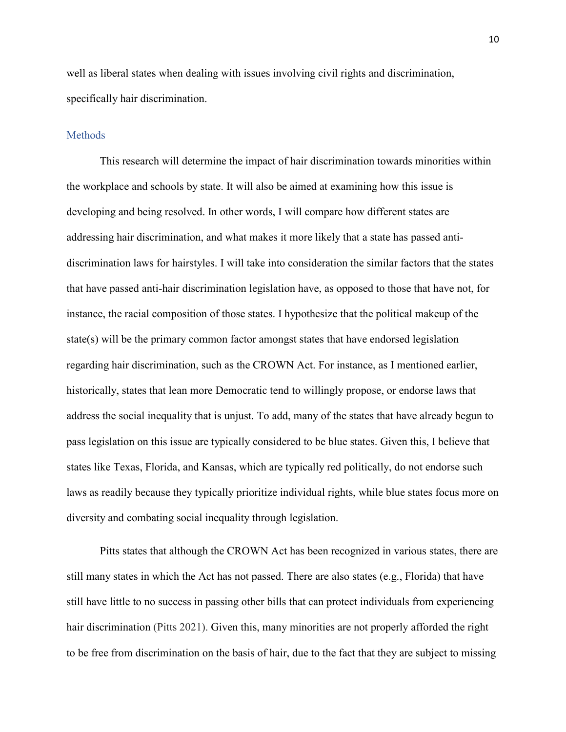well as liberal states when dealing with issues involving civil rights and discrimination, specifically hair discrimination.

## Methods

This research will determine the impact of hair discrimination towards minorities within the workplace and schools by state. It will also be aimed at examining how this issue is developing and being resolved. In other words, I will compare how different states are addressing hair discrimination, and what makes it more likely that a state has passed anti-discrimination laws for hairstyles. I will take into consideration the similar factors that the states that have passed anti-hair discrimination legislation have, as opposed to those that have not, for instance, the racial composition of those states. I hypothesize that the political makeup of the state(s) will be the primary common factor amongst states that have endorsed legislation regarding hair discrimination, such as the CROWN Act. For instance, as I mentioned earlier, historically, states that lean more Democratic tend to willingly propose, or endorse laws that address the social inequality that is unjust. To add, many of the states that have already begun to pass legislation on this issue are typically considered to be blue states. Given this, I believe that states like Texas, Florida, and Kansas, which are typically red politically, do not endorse such laws as readily because they typically prioritize individual rights, while blue states focus more on diversity and combating social inequality through legislation.

Pitts states that although the CROWN Act has been recognized in various states, there are still many states in which the Act has not passed. There are also states (e.g., Florida) that have still have little to no success in passing other bills that can protect individuals from experiencing hair discrimination (Pitts 2021). Given this, many minorities are not properly afforded the right to be free from discrimination on the basis of hair, due to the fact that they are subject to missing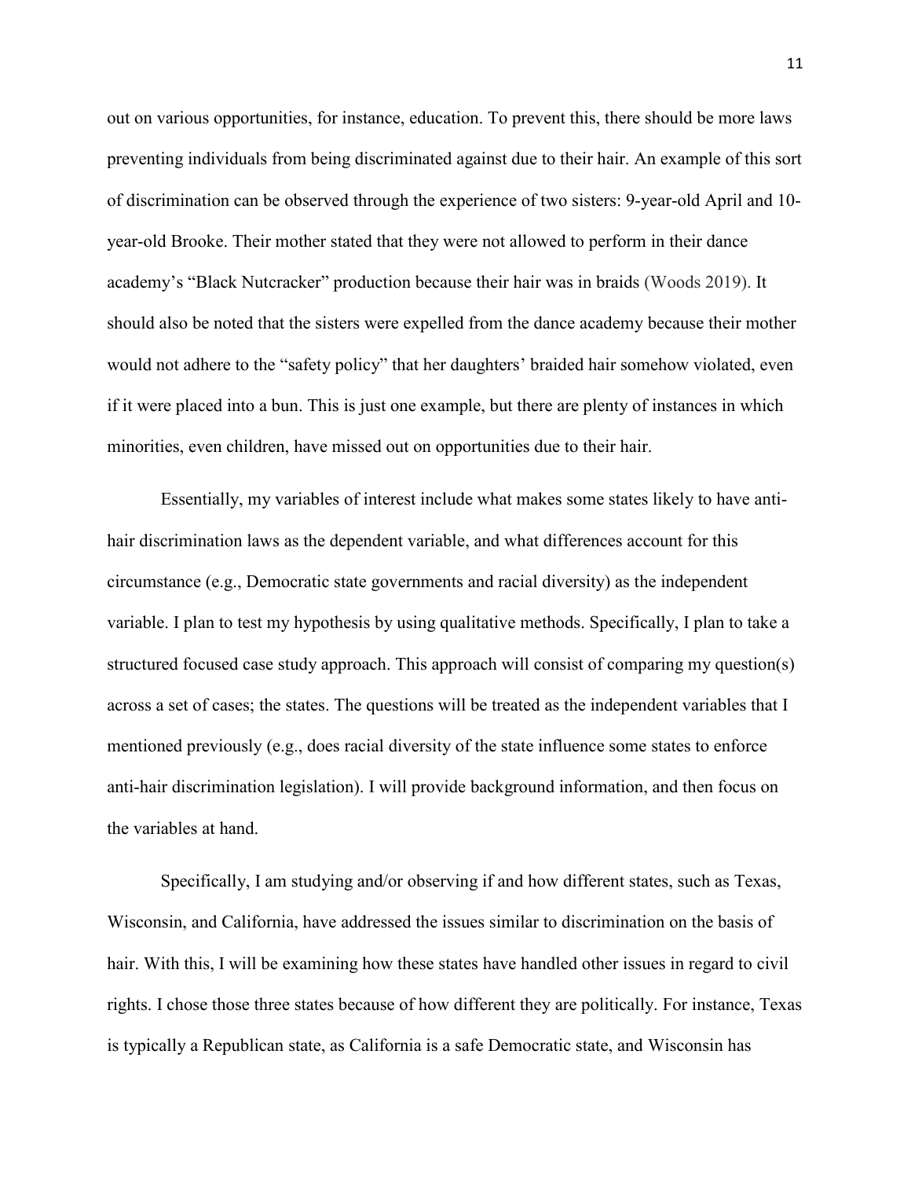out on various opportunities, for instance, education. To prevent this, there should be more laws preventing individuals from being discriminated against due to their hair. An example of this sort of discrimination can be observed through the experience of two sisters: 9-year-old April and 10-year-old Brooke. Their mother stated that they were not allowed to perform in their dance academy's "Black Nutcracker" production because their hair was in braids (Woods 2019). It should also be noted that the sisters were expelled from the dance academy because their mother would not adhere to the "safety policy" that her daughters' braided hair somehow violated, even if it were placed into a bun. This is just one example, but there are plenty of instances in which minorities, even children, have missed out on opportunities due to their hair.

Essentially, my variables of interest include what makes some states likely to have anti-hair discrimination laws as the dependent variable, and what differences account for this circumstance (e.g., Democratic state governments and racial diversity) as the independent variable. I plan to test my hypothesis by using qualitative methods. Specifically, I plan to take a structured focused case study approach. This approach will consist of comparing my question(s) across a set of cases; the states. The questions will be treated as the independent variables that I mentioned previously (e.g., does racial diversity of the state influence some states to enforce anti-hair discrimination legislation). I will provide background information, and then focus on the variables at hand.

Specifically, I am studying and/or observing if and how different states, such as Texas, Wisconsin, and California, have addressed the issues similar to discrimination on the basis of hair. With this, I will be examining how these states have handled other issues in regard to civil rights. I chose those three states because of how different they are politically. For instance, Texas is typically a Republican state, as California is a safe Democratic state, and Wisconsin has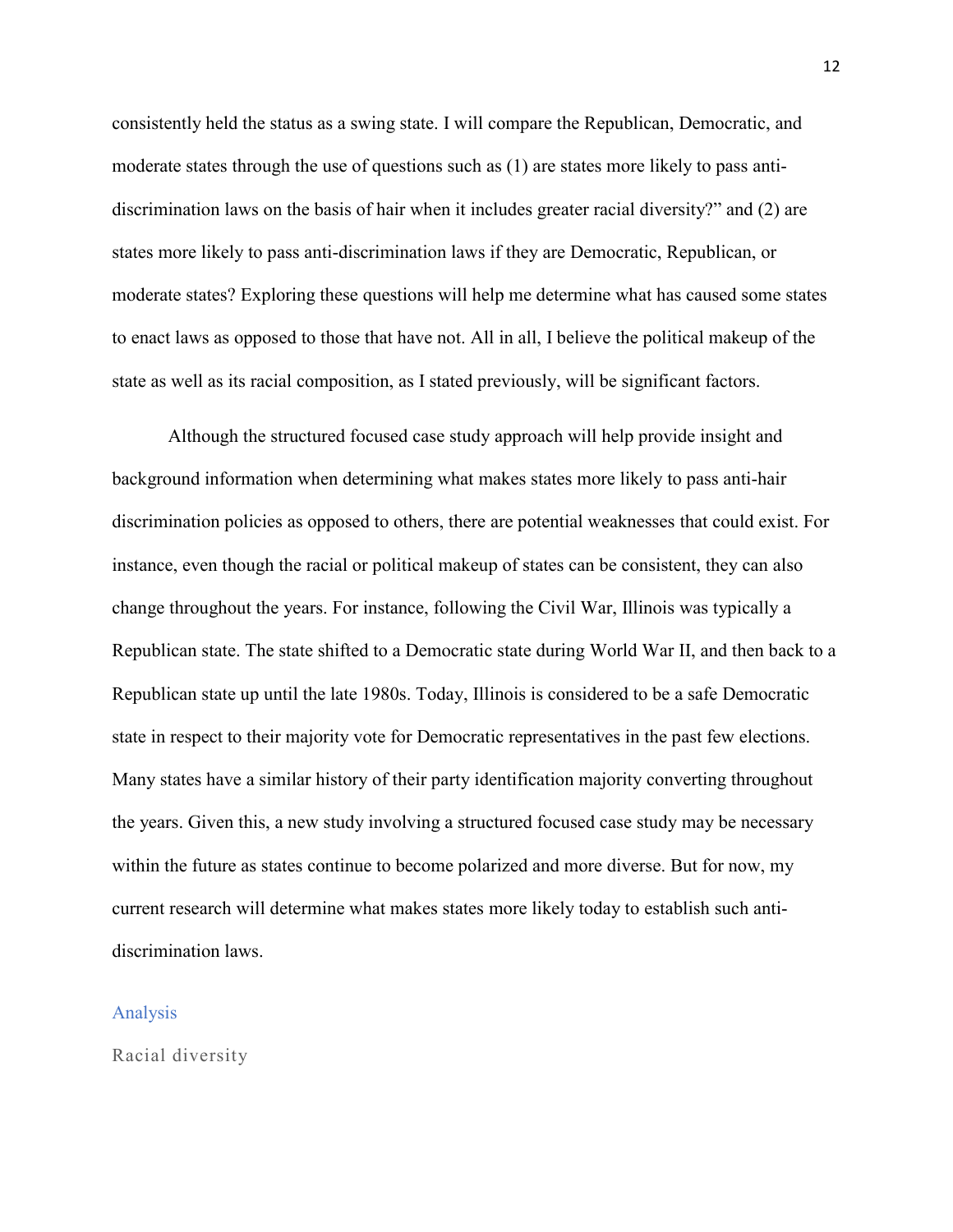consistently held the status as a swing state. I will compare the Republican, Democratic, and moderate states through the use of questions such as (1) are states more likely to pass anti-discrimination laws on the basis of hair when it includes greater racial diversity?" and (2) are states more likely to pass anti-discrimination laws if they are Democratic, Republican, or moderate states? Exploring these questions will help me determine what has caused some states to enact laws as opposed to those that have not. All in all, I believe the political makeup of the state as well as its racial composition, as I stated previously, will be significant factors.

Although the structured focused case study approach will help provide insight and background information when determining what makes states more likely to pass anti-hair discrimination policies as opposed to others, there are potential weaknesses that could exist. For instance, even though the racial or political makeup of states can be consistent, they can also change throughout the years. For instance, following the Civil War, Illinois was typically a Republican state. The state shifted to a Democratic state during World War II, and then back to a Republican state up until the late 1980s. Today, Illinois is considered to be a safe Democratic state in respect to their majority vote for Democratic representatives in the past few elections. Many states have a similar history of their party identification majority converting throughout the years. Given this, a new study involving a structured focused case study may be necessary within the future as states continue to become polarized and more diverse. But for now, my current research will determine what makes states more likely today to establish such anti-discrimination laws.

## Analysis

### Racial diversity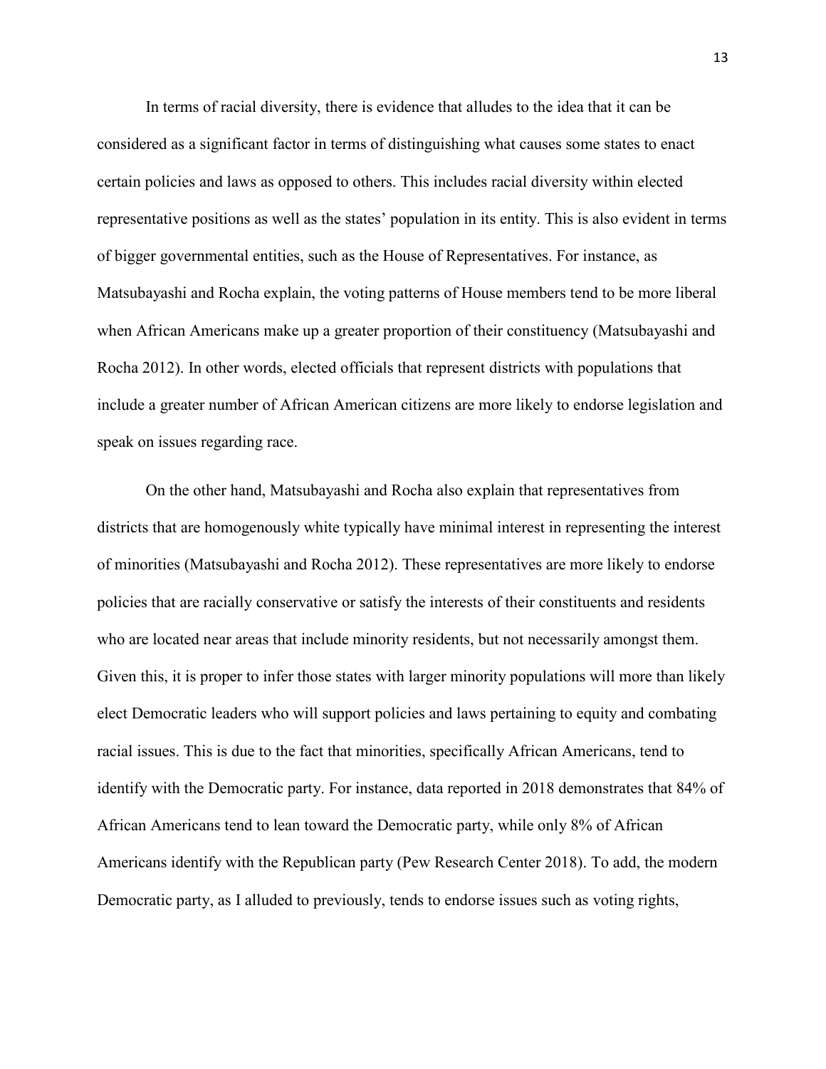In terms of racial diversity, there is evidence that alludes to the idea that it can be considered as a significant factor in terms of distinguishing what causes some states to enact certain policies and laws as opposed to others. This includes racial diversity within elected representative positions as well as the states' population in its entity. This is also evident in terms of bigger governmental entities, such as the House of Representatives. For instance, as Matsubayashi and Rocha explain, the voting patterns of House members tend to be more liberal when African Americans make up a greater proportion of their constituency (Matsubayashi and Rocha 2012). In other words, elected officials that represent districts with populations that include a greater number of African American citizens are more likely to endorse legislation and speak on issues regarding race.

On the other hand, Matsubayashi and Rocha also explain that representatives from districts that are homogenously white typically have minimal interest in representing the interest of minorities (Matsubayashi and Rocha 2012). These representatives are more likely to endorse policies that are racially conservative or satisfy the interests of their constituents and residents who are located near areas that include minority residents, but not necessarily amongst them. Given this, it is proper to infer those states with larger minority populations will more than likely elect Democratic leaders who will support policies and laws pertaining to equity and combating racial issues. This is due to the fact that minorities, specifically African Americans, tend to identify with the Democratic party. For instance, data reported in 2018 demonstrates that 84% of African Americans tend to lean toward the Democratic party, while only 8% of African Americans identify with the Republican party (Pew Research Center 2018). To add, the modern Democratic party, as I alluded to previously, tends to endorse issues such as voting rights,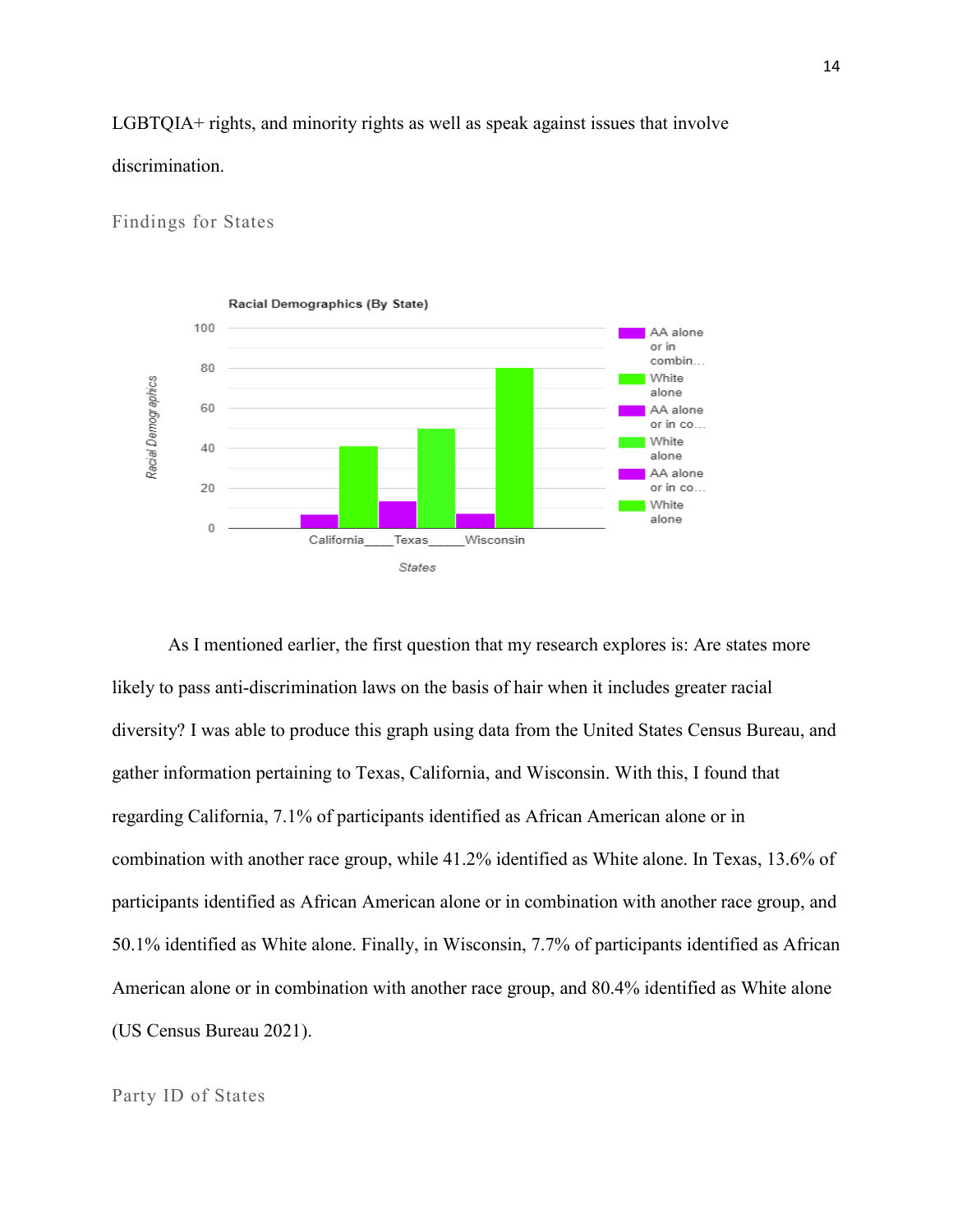LGBTQIA+ rights, and minority rights as well as speak against issues that involve discrimination.

### Findings for States

As I mentioned earlier, the first question that my research explores is: Are states more likely to pass anti-discrimination laws on the basis of hair when it includes greater racial diversity? I was able to produce this graph using data from the United States Census Bureau, and gather information pertaining to Texas, California, and Wisconsin. With this, I found that regarding California, 7.1% of participants identified as African American alone or in combination with another race group, while 41.2% identified as White alone. In Texas, 13.6% of participants identified as African American alone or in combination with another race group, and 50.1% identified as White alone. Finally, in Wisconsin, 7.7% of participants identified as African American alone or in combination with another race group, and 80.4% identified as White alone (US Census Bureau 2021).

### Party ID of States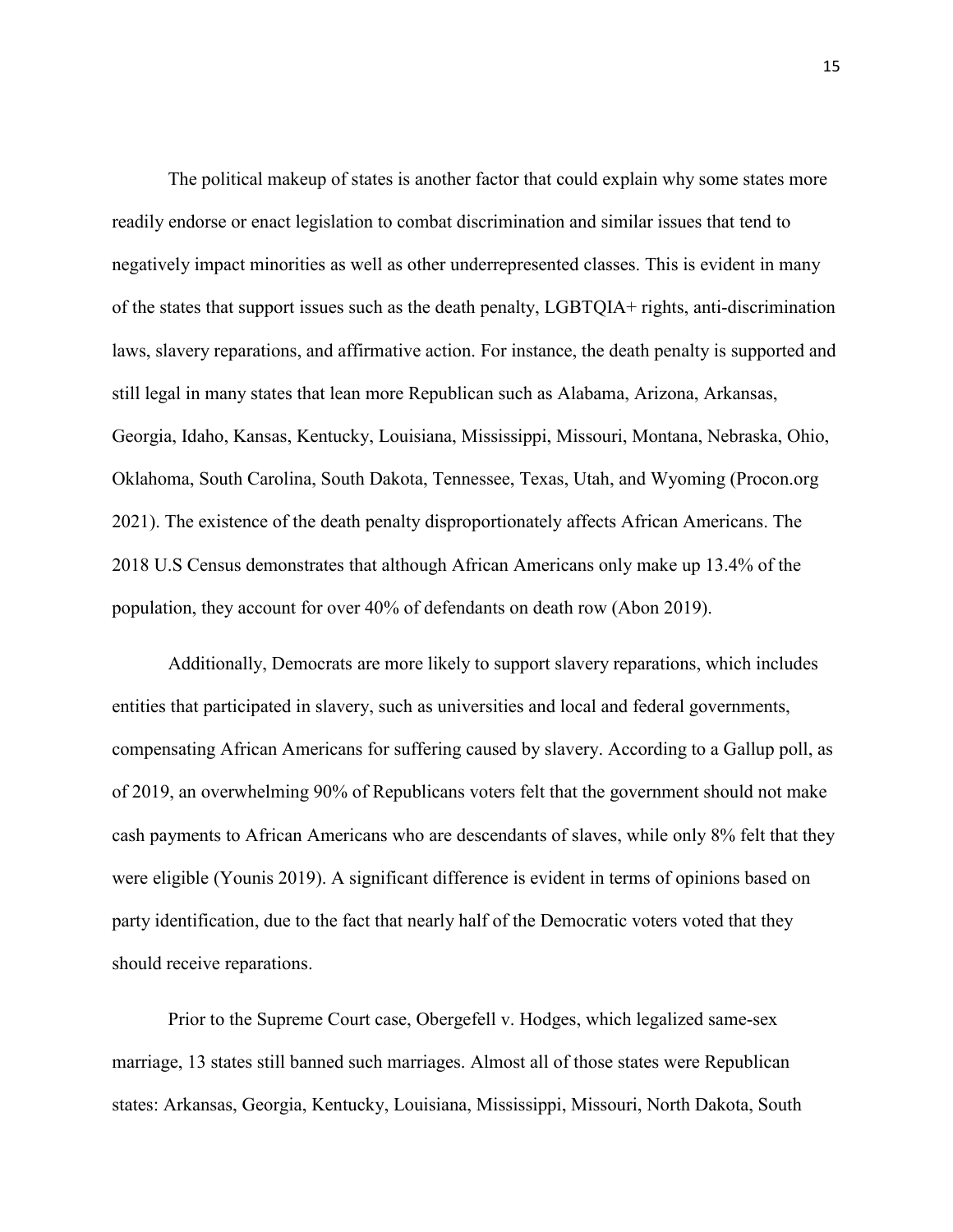The political makeup of states is another factor that could explain why some states more readily endorse or enact legislation to combat discrimination and similar issues that tend to negatively impact minorities as well as other underrepresented classes. This is evident in many of the states that support issues such as the death penalty, LGBTQIA+ rights, anti-discrimination laws, slavery reparations, and affirmative action. For instance, the death penalty is supported and still legal in many states that lean more Republican such as Alabama, Arizona, Arkansas, Georgia, Idaho, Kansas, Kentucky, Louisiana, Mississippi, Missouri, Montana, Nebraska, Ohio, Oklahoma, South Carolina, South Dakota, Tennessee, Texas, Utah, and Wyoming (Procon.org 2021). The existence of the death penalty disproportionately affects African Americans. The 2018 U.S Census demonstrates that although African Americans only make up 13.4% of the population, they account for over 40% of defendants on death row (Abon 2019).

Additionally, Democrats are more likely to support slavery reparations, which includes entities that participated in slavery, such as universities and local and federal governments, compensating African Americans for suffering caused by slavery. According to a Gallup poll, as of 2019, an overwhelming 90% of Republicans voters felt that the government should not make cash payments to African Americans who are descendants of slaves, while only 8% felt that they were eligible (Younis 2019). A significant difference is evident in terms of opinions based on party identification, due to the fact that nearly half of the Democratic voters voted that they should receive reparations.

Prior to the Supreme Court case, Obergefell v. Hodges, which legalized same-sex marriage, 13 states still banned such marriages. Almost all of those states were Republican states: Arkansas, Georgia, Kentucky, Louisiana, Mississippi, Missouri, North Dakota, South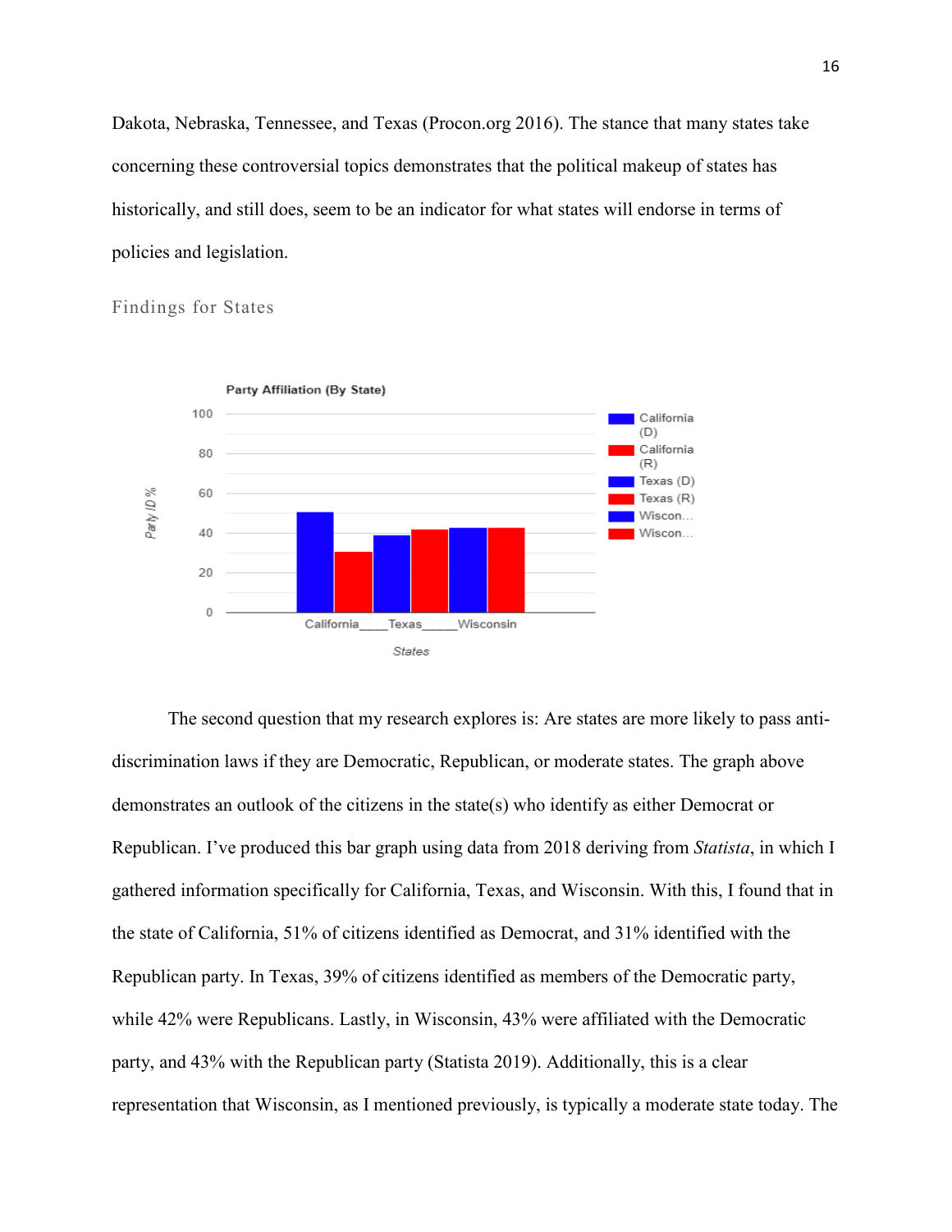Dakota, Nebraska, Tennessee, and Texas (Procon.org 2016). The stance that many states take concerning these controversial topics demonstrates that the political makeup of states has historically, and still does, seem to be an indicator for what states will endorse in terms of policies and legislation.

### Findings for States

The second question that my research explores is: Are states are more likely to pass anti-discrimination laws if they are Democratic, Republican, or moderate states. The graph above demonstrates an outlook of the citizens in the state(s) who identify as either Democrat or Republican. I've produced this bar graph using data from 2018 deriving from *Statista*, in which I gathered information specifically for California, Texas, and Wisconsin. With this, I found that in the state of California, 51% of citizens identified as Democrat, and 31% identified with the Republican party. In Texas, 39% of citizens identified as members of the Democratic party, while 42% were Republicans. Lastly, in Wisconsin, 43% were affiliated with the Democratic party, and 43% with the Republican party (Statista 2019). Additionally, this is a clear representation that Wisconsin, as I mentioned previously, is typically a moderate state today. The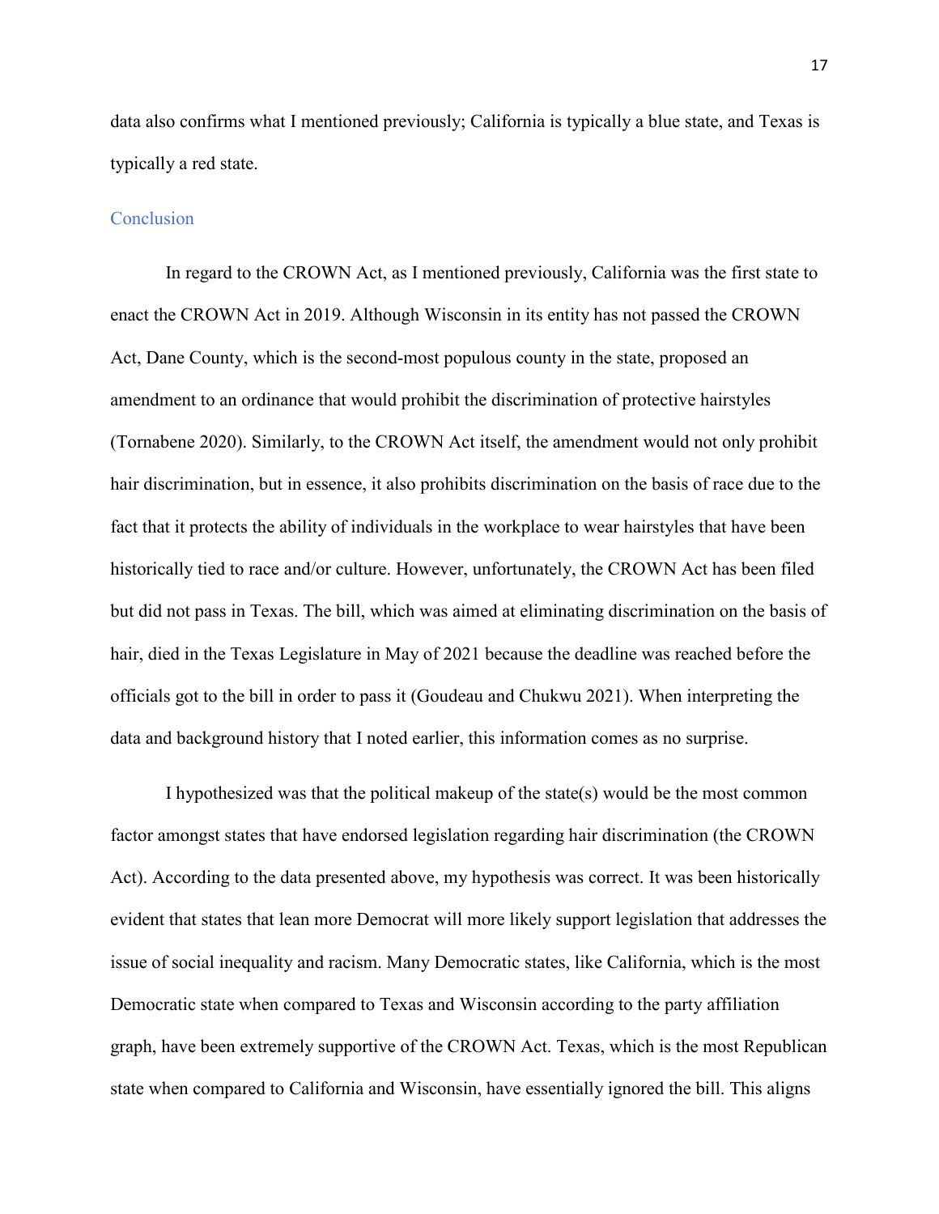data also confirms what I mentioned previously; California is typically a blue state, and Texas is typically a red state.

## Conclusion

In regard to the CROWN Act, as I mentioned previously, California was the first state to enact the CROWN Act in 2019. Although Wisconsin in its entity has not passed the CROWN Act, Dane County, which is the second-most populous county in the state, proposed an amendment to an ordinance that would prohibit the discrimination of protective hairstyles (Tornabene 2020). Similarly, to the CROWN Act itself, the amendment would not only prohibit hair discrimination, but in essence, it also prohibits discrimination on the basis of race due to the fact that it protects the ability of individuals in the workplace to wear hairstyles that have been historically tied to race and/or culture. However, unfortunately, the CROWN Act has been filed but did not pass in Texas. The bill, which was aimed at eliminating discrimination on the basis of hair, died in the Texas Legislature in May of 2021 because the deadline was reached before the officials got to the bill in order to pass it (Goudeau and Chukwu 2021). When interpreting the data and background history that I noted earlier, this information comes as no surprise.

I hypothesized was that the political makeup of the state(s) would be the most common factor amongst states that have endorsed legislation regarding hair discrimination (the CROWN Act). According to the data presented above, my hypothesis was correct. It was been historically evident that states that lean more Democrat will more likely support legislation that addresses the issue of social inequality and racism. Many Democratic states, like California, which is the most Democratic state when compared to Texas and Wisconsin according to the party affiliation graph, have been extremely supportive of the CROWN Act. Texas, which is the most Republican state when compared to California and Wisconsin, have essentially ignored the bill. This aligns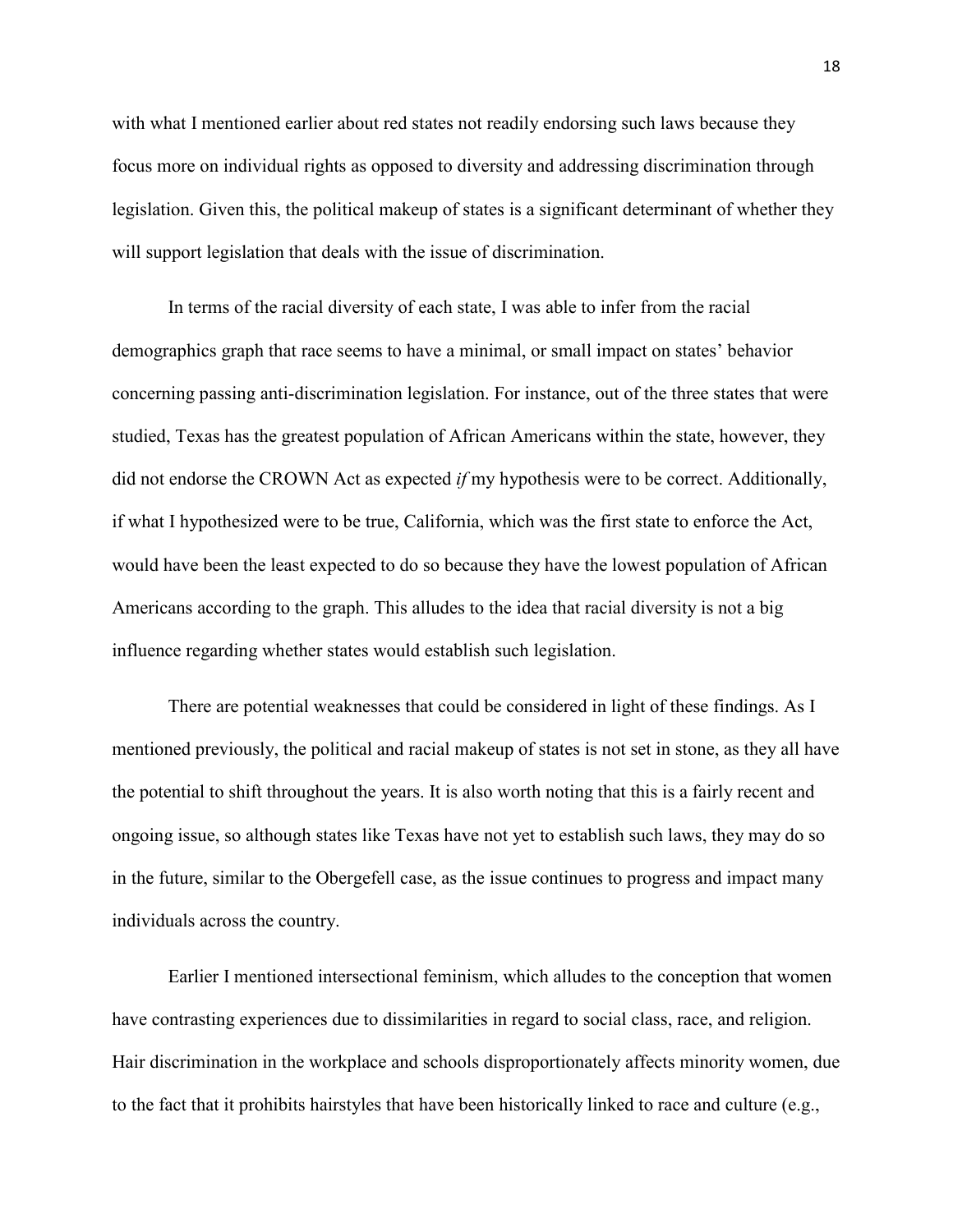with what I mentioned earlier about red states not readily endorsing such laws because they focus more on individual rights as opposed to diversity and addressing discrimination through legislation. Given this, the political makeup of states is a significant determinant of whether they will support legislation that deals with the issue of discrimination.

In terms of the racial diversity of each state, I was able to infer from the racial demographics graph that race seems to have a minimal, or small impact on states' behavior concerning passing anti-discrimination legislation. For instance, out of the three states that were studied, Texas has the greatest population of African Americans within the state, however, they did not endorse the CROWN Act as expected *if* my hypothesis were to be correct. Additionally, if what I hypothesized were to be true, California, which was the first state to enforce the Act, would have been the least expected to do so because they have the lowest population of African Americans according to the graph. This alludes to the idea that racial diversity is not a big influence regarding whether states would establish such legislation.

There are potential weaknesses that could be considered in light of these findings. As I mentioned previously, the political and racial makeup of states is not set in stone, as they all have the potential to shift throughout the years. It is also worth noting that this is a fairly recent and ongoing issue, so although states like Texas have not yet to establish such laws, they may do so in the future, similar to the Obergefell case, as the issue continues to progress and impact many individuals across the country.

Earlier I mentioned intersectional feminism, which alludes to the conception that women have contrasting experiences due to dissimilarities in regard to social class, race, and religion. Hair discrimination in the workplace and schools disproportionately affects minority women, due to the fact that it prohibits hairstyles that have been historically linked to race and culture (e.g.,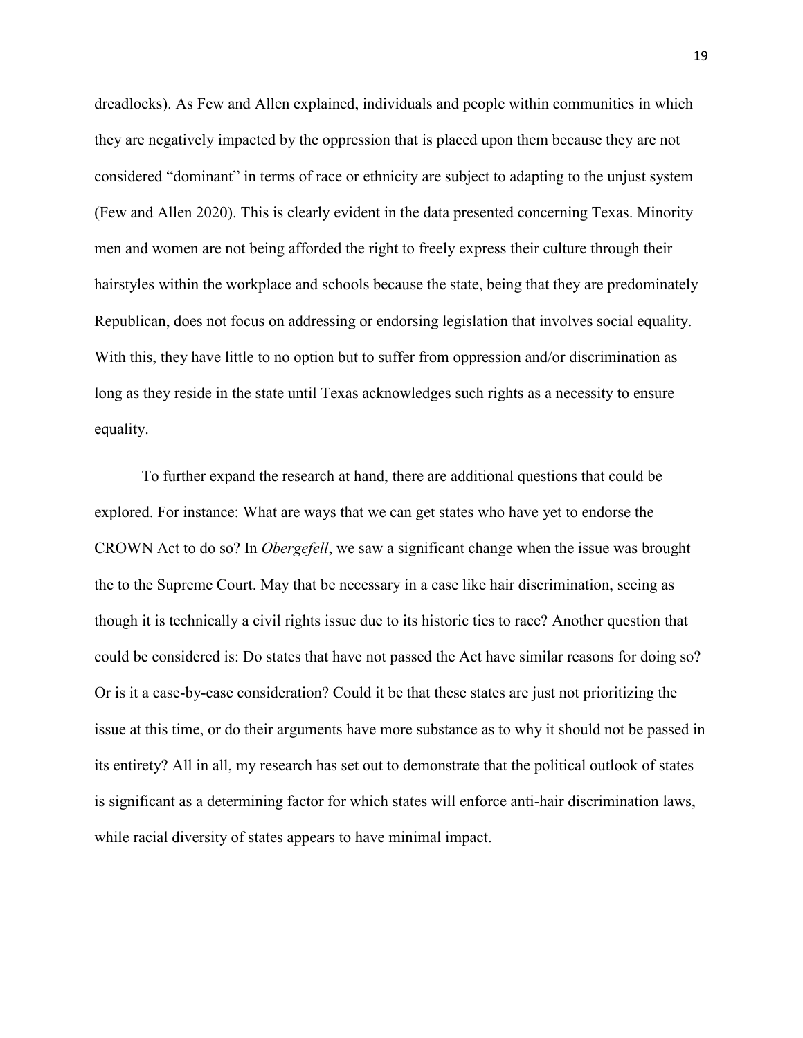dreadlocks). As Few and Allen explained, individuals and people within communities in which they are negatively impacted by the oppression that is placed upon them because they are not considered "dominant" in terms of race or ethnicity are subject to adapting to the unjust system (Few and Allen 2020). This is clearly evident in the data presented concerning Texas. Minority men and women are not being afforded the right to freely express their culture through their hairstyles within the workplace and schools because the state, being that they are predominately Republican, does not focus on addressing or endorsing legislation that involves social equality. With this, they have little to no option but to suffer from oppression and/or discrimination as long as they reside in the state until Texas acknowledges such rights as a necessity to ensure equality.

To further expand the research at hand, there are additional questions that could be explored. For instance: What are ways that we can get states who have yet to endorse the CROWN Act to do so? In *Obergefell*, we saw a significant change when the issue was brought the to the Supreme Court. May that be necessary in a case like hair discrimination, seeing as though it is technically a civil rights issue due to its historic ties to race? Another question that could be considered is: Do states that have not passed the Act have similar reasons for doing so? Or is it a case-by-case consideration? Could it be that these states are just not prioritizing the issue at this time, or do their arguments have more substance as to why it should not be passed in its entirety? All in all, my research has set out to demonstrate that the political outlook of states is significant as a determining factor for which states will enforce anti-hair discrimination laws, while racial diversity of states appears to have minimal impact.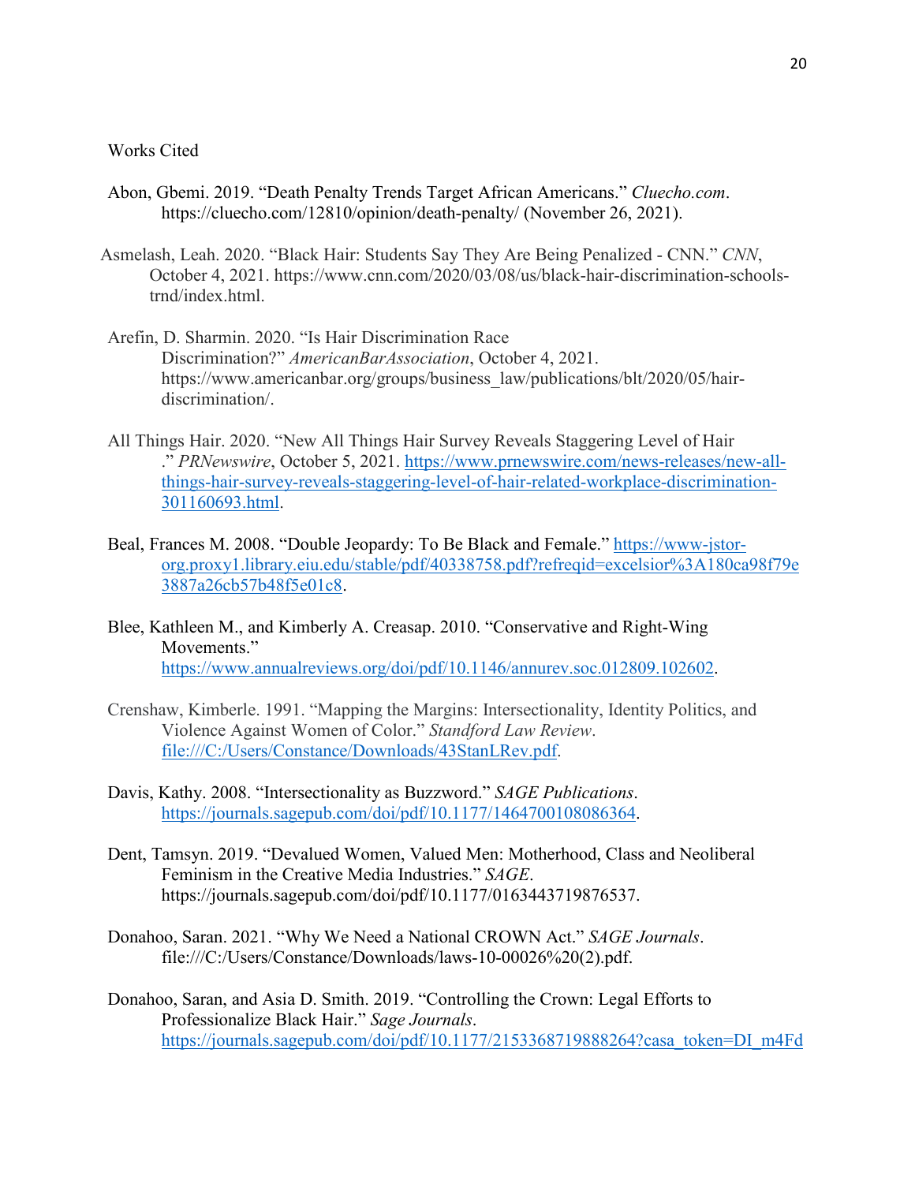Works Cited

Abon, Gbemi. 2019. "Death Penalty Trends Target African Americans." *Cluecho.com*. https://cluecho.com/12810/opinion/death-penalty/ (November 26, 2021).

Asmelash, Leah. 2020. "Black Hair: Students Say They Are Being Penalized - CNN." *CNN*, October 4, 2021. https://www.cnn.com/2020/03/08/us/black-hair-discrimination-schools-trnd/index.html.

Arefin, D. Sharmin. 2020. "Is Hair Discrimination Race Discrimination?" *AmericanBarAssociation*, October 4, 2021. https://www.americanbar.org/groups/business_law/publications/blt/2020/05/hair-discrimination/.

All Things Hair. 2020. "New All Things Hair Survey Reveals Staggering Level of Hair ." *PRNewswire*, October 5, 2021. https://www.prnewswire.com/news-releases/new-all-things-hair-survey-reveals-staggering-level-of-hair-related-workplace-discrimination-301160693.html.

Beal, Frances M. 2008. "Double Jeopardy: To Be Black and Female." https://www-jstor-org.proxy1.library.eiu.edu/stable/pdf/40338758.pdf?refreqid=excelsior%3A180ca98f79e3887a26cb57b48f5e01c8.

Blee, Kathleen M., and Kimberly A. Creasap. 2010. "Conservative and Right-Wing Movements." https://www.annualreviews.org/doi/pdf/10.1146/annurev.soc.012809.102602.

Crenshaw, Kimberle. 1991. "Mapping the Margins: Intersectionality, Identity Politics, and Violence Against Women of Color." *Standford Law Review*. file:///C:/Users/Constance/Downloads/43StanLRev.pdf.

Davis, Kathy. 2008. "Intersectionality as Buzzword." *SAGE Publications*. https://journals.sagepub.com/doi/pdf/10.1177/1464700108086364.

Dent, Tamsyn. 2019. "Devalued Women, Valued Men: Motherhood, Class and Neoliberal Feminism in the Creative Media Industries." *SAGE*. https://journals.sagepub.com/doi/pdf/10.1177/0163443719876537.

Donahoo, Saran. 2021. "Why We Need a National CROWN Act." *SAGE Journals*. file:///C:/Users/Constance/Downloads/laws-10-00026%20(2).pdf.

Donahoo, Saran, and Asia D. Smith. 2019. "Controlling the Crown: Legal Efforts to Professionalize Black Hair." *Sage Journals*. https://journals.sagepub.com/doi/pdf/10.1177/2153368719888264?casa_token=DI_m4Fd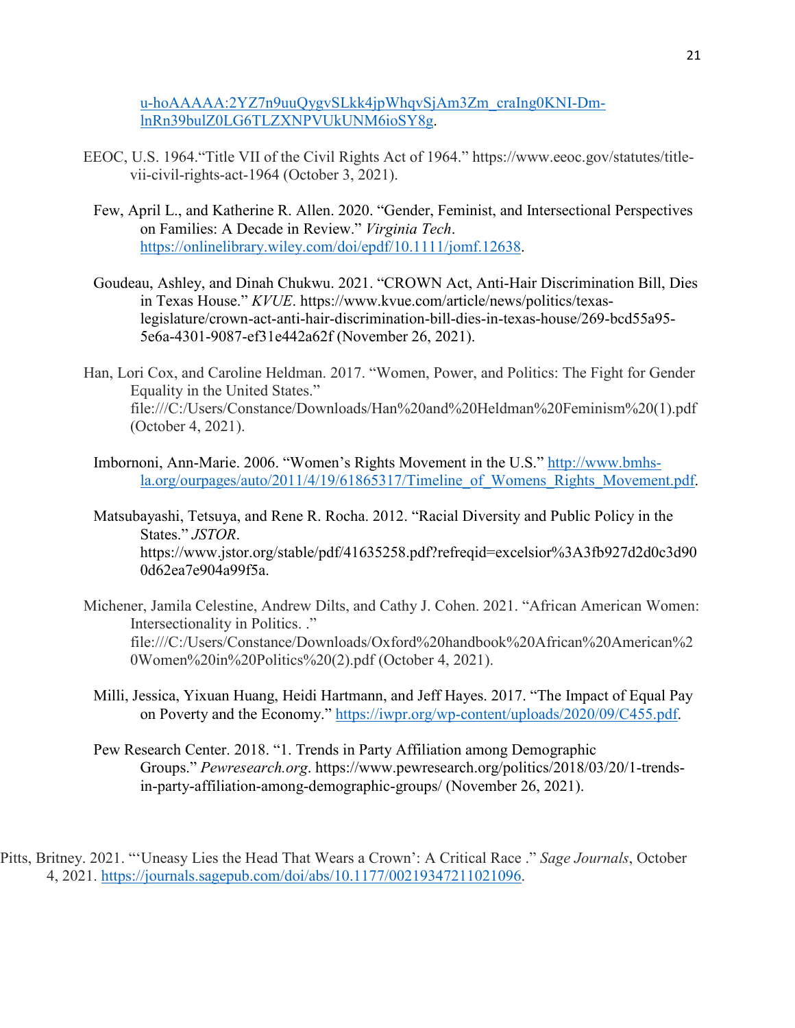u-hoAAAAA:2YZ7n9uuQygvSLkk4jpWhqvSjAm3Zm_craIng0KNI-Dm-lnRn39bulZ0LG6TLZXNPVUkUNM6ioSY8g.

EEOC, U.S. 1964."Title VII of the Civil Rights Act of 1964." https://www.eeoc.gov/statutes/title-vii-civil-rights-act-1964 (October 3, 2021).

Few, April L., and Katherine R. Allen. 2020. "Gender, Feminist, and Intersectional Perspectives on Families: A Decade in Review." *Virginia Tech*. https://onlinelibrary.wiley.com/doi/epdf/10.1111/jomf.12638.

Goudeau, Ashley, and Dinah Chukwu. 2021. "CROWN Act, Anti-Hair Discrimination Bill, Dies in Texas House." *KVUE*. https://www.kvue.com/article/news/politics/texas-legislature/crown-act-anti-hair-discrimination-bill-dies-in-texas-house/269-bcd55a95-5e6a-4301-9087-ef31e442a62f (November 26, 2021).

Han, Lori Cox, and Caroline Heldman. 2017. "Women, Power, and Politics: The Fight for Gender Equality in the United States." file:///C:/Users/Constance/Downloads/Han%20and%20Heldman%20Feminism%20(1).pdf (October 4, 2021).

Imbornoni, Ann-Marie. 2006. "Women's Rights Movement in the U.S." http://www.bmhs-la.org/ourpages/auto/2011/4/19/61865317/Timeline_of_Womens_Rights_Movement.pdf.

Matsubayashi, Tetsuya, and Rene R. Rocha. 2012. "Racial Diversity and Public Policy in the States." *JSTOR*. https://www.jstor.org/stable/pdf/41635258.pdf?refreqid=excelsior%3A3fb927d2d0c3d900d62ea7e904a99f5a.

Michener, Jamila Celestine, Andrew Dilts, and Cathy J. Cohen. 2021. "African American Women: Intersectionality in Politics. ." file:///C:/Users/Constance/Downloads/Oxford%20handbook%20African%20American%20Women%20in%20Politics%20(2).pdf (October 4, 2021).

Milli, Jessica, Yixuan Huang, Heidi Hartmann, and Jeff Hayes. 2017. "The Impact of Equal Pay on Poverty and the Economy." https://iwpr.org/wp-content/uploads/2020/09/C455.pdf.

Pew Research Center. 2018. "1. Trends in Party Affiliation among Demographic Groups." *Pewresearch.org*. https://www.pewresearch.org/politics/2018/03/20/1-trends-in-party-affiliation-among-demographic-groups/ (November 26, 2021).

Pitts, Britney. 2021. "'Uneasy Lies the Head That Wears a Crown': A Critical Race ." *Sage Journals*, October 4, 2021. https://journals.sagepub.com/doi/abs/10.1177/00219347211021096.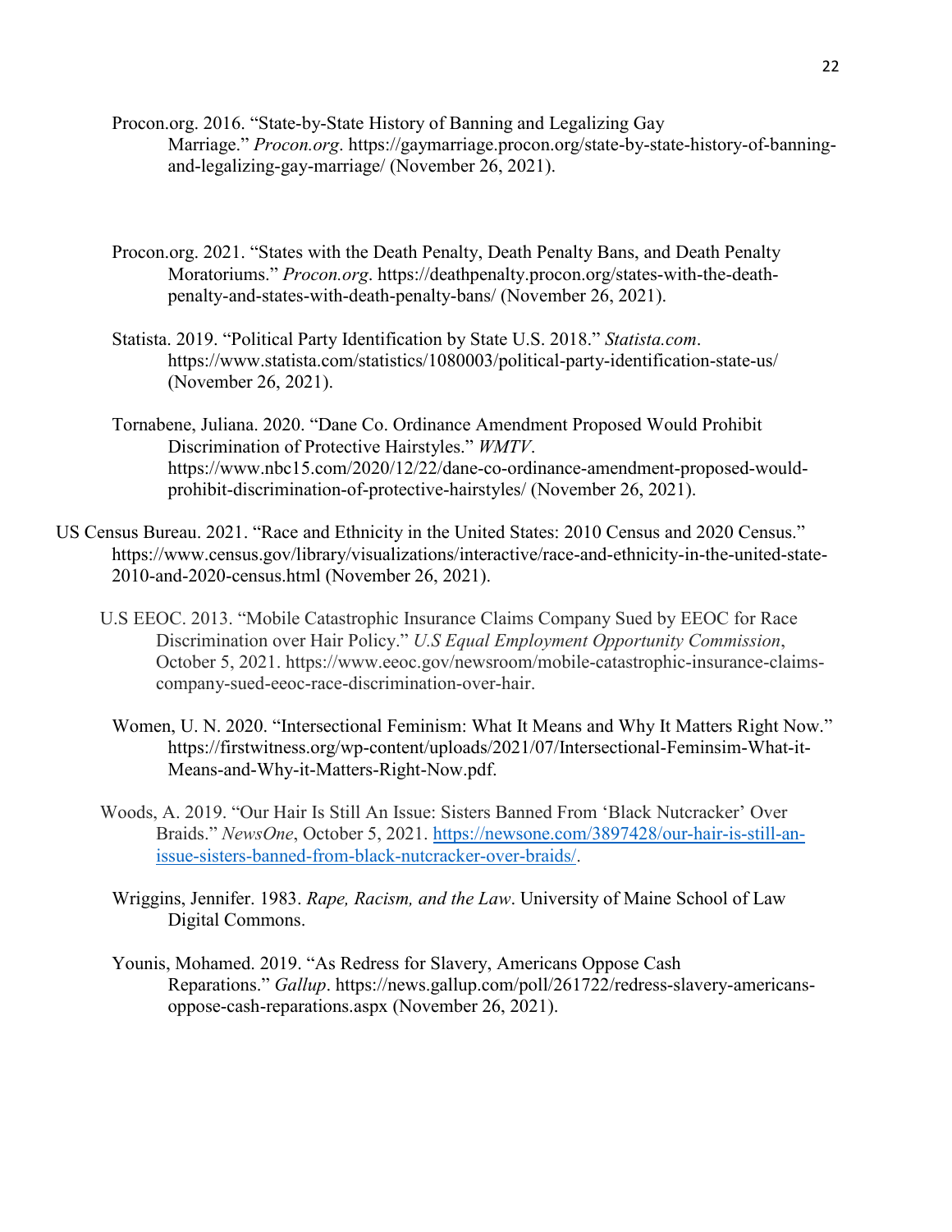Procon.org. 2016. "State-by-State History of Banning and Legalizing Gay Marriage." *Procon.org*. https://gaymarriage.procon.org/state-by-state-history-of-banning-and-legalizing-gay-marriage/ (November 26, 2021).

Procon.org. 2021. "States with the Death Penalty, Death Penalty Bans, and Death Penalty Moratoriums." *Procon.org*. https://deathpenalty.procon.org/states-with-the-death-penalty-and-states-with-death-penalty-bans/ (November 26, 2021).

Statista. 2019. "Political Party Identification by State U.S. 2018." *Statista.com*. https://www.statista.com/statistics/1080003/political-party-identification-state-us/ (November 26, 2021).

Tornabene, Juliana. 2020. "Dane Co. Ordinance Amendment Proposed Would Prohibit Discrimination of Protective Hairstyles." *WMTV*. https://www.nbc15.com/2020/12/22/dane-co-ordinance-amendment-proposed-would-prohibit-discrimination-of-protective-hairstyles/ (November 26, 2021).

US Census Bureau. 2021. "Race and Ethnicity in the United States: 2010 Census and 2020 Census." https://www.census.gov/library/visualizations/interactive/race-and-ethnicity-in-the-united-state-2010-and-2020-census.html (November 26, 2021).

U.S EEOC. 2013. "Mobile Catastrophic Insurance Claims Company Sued by EEOC for Race Discrimination over Hair Policy." *U.S Equal Employment Opportunity Commission*, October 5, 2021. https://www.eeoc.gov/newsroom/mobile-catastrophic-insurance-claims-company-sued-eeoc-race-discrimination-over-hair.

Women, U. N. 2020. "Intersectional Feminism: What It Means and Why It Matters Right Now." https://firstwitness.org/wp-content/uploads/2021/07/Intersectional-Feminsim-What-it-Means-and-Why-it-Matters-Right-Now.pdf.

Woods, A. 2019. "Our Hair Is Still An Issue: Sisters Banned From 'Black Nutcracker' Over Braids." *NewsOne*, October 5, 2021. https://newsone.com/3897428/our-hair-is-still-an-issue-sisters-banned-from-black-nutcracker-over-braids/.

Wriggins, Jennifer. 1983. *Rape, Racism, and the Law*. University of Maine School of Law Digital Commons.

Younis, Mohamed. 2019. "As Redress for Slavery, Americans Oppose Cash Reparations." *Gallup*. https://news.gallup.com/poll/261722/redress-slavery-americans-oppose-cash-reparations.aspx (November 26, 2021).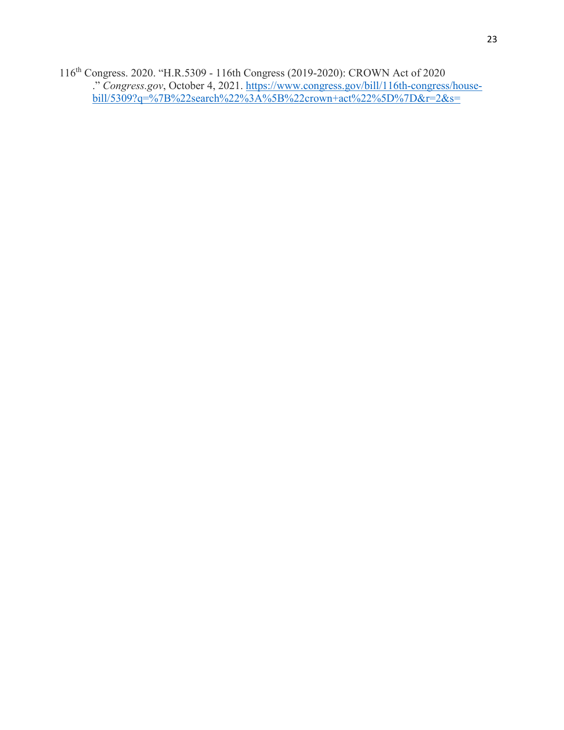116th Congress. 2020. "H.R.5309 - 116th Congress (2019-2020): CROWN Act of 2020 ." *Congress.gov*, October 4, 2021. https://www.congress.gov/bill/116th-congress/house-bill/5309?q=%7B%22search%22%3A%5B%22crown+act%22%5D%7D&r=2&s=